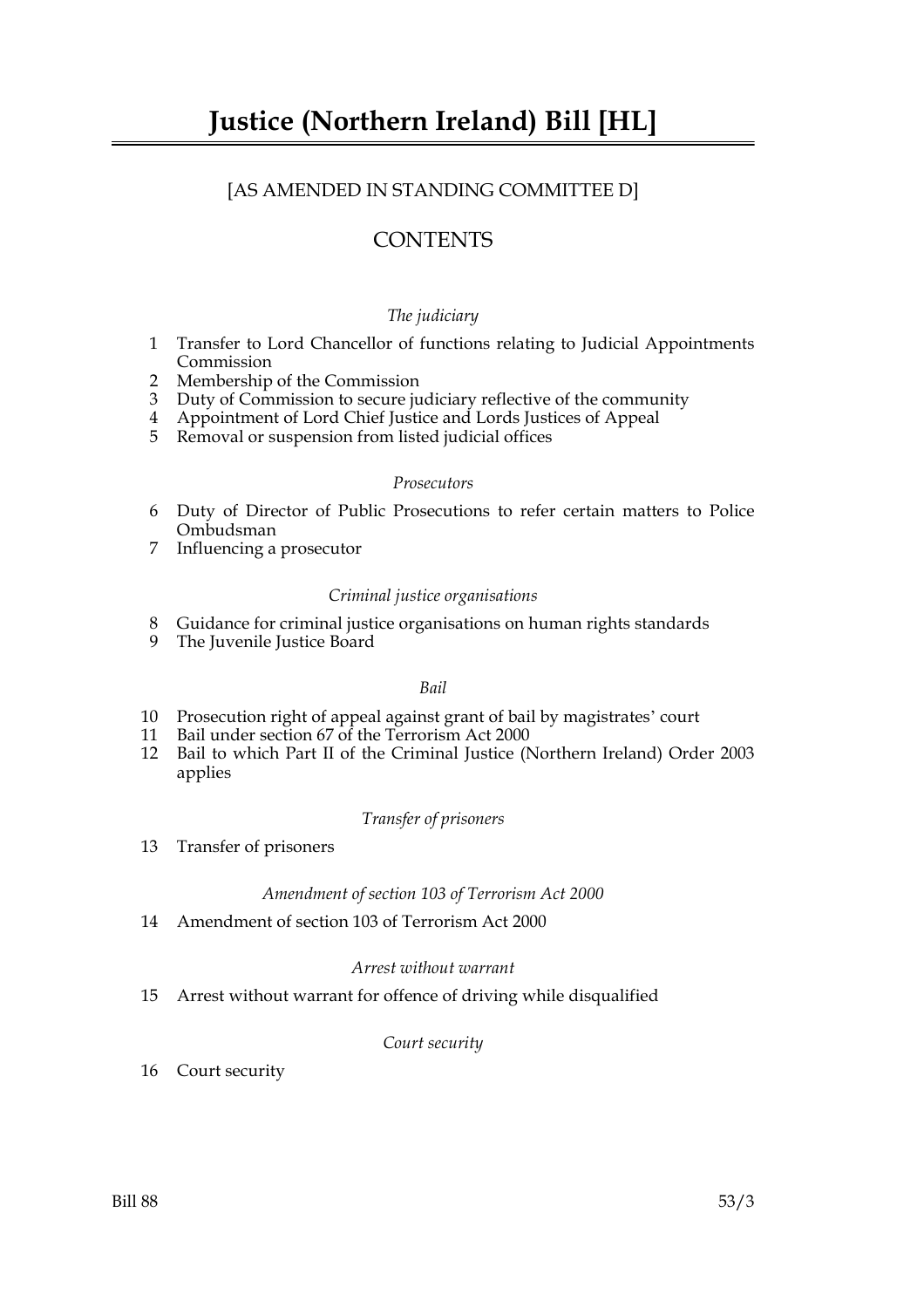# Justice (Northern Ireland) Bill [HL]

[AS AMENDED IN STANDING COMMITTEE D]

## CONTENTS

*The judiciary*

1 Transfer to Lord Chancellor of functions relating to Judicial Appointments Commission
2 Membership of the Commission
3 Duty of Commission to secure judiciary reflective of the community
4 Appointment of Lord Chief Justice and Lords Justices of Appeal
5 Removal or suspension from listed judicial offices

*Prosecutors*

6 Duty of Director of Public Prosecutions to refer certain matters to Police Ombudsman
7 Influencing a prosecutor

*Criminal justice organisations*

8 Guidance for criminal justice organisations on human rights standards
9 The Juvenile Justice Board

*Bail*

10 Prosecution right of appeal against grant of bail by magistrates' court
11 Bail under section 67 of the Terrorism Act 2000
12 Bail to which Part II of the Criminal Justice (Northern Ireland) Order 2003 applies

*Transfer of prisoners*

13 Transfer of prisoners

*Amendment of section 103 of Terrorism Act 2000*

14 Amendment of section 103 of Terrorism Act 2000

*Arrest without warrant*

15 Arrest without warrant for offence of driving while disqualified

*Court security*

16 Court security

Bill 88 53/3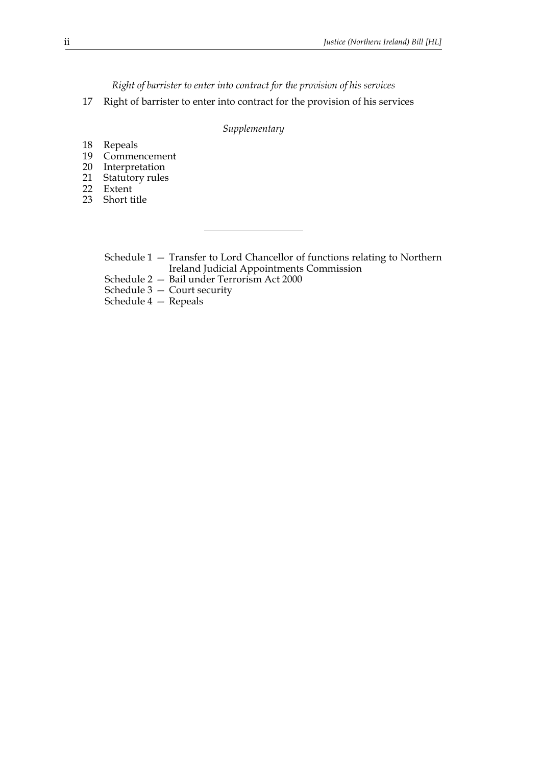*Right of barrister to enter into contract for the provision of his services*

17 Right of barrister to enter into contract for the provision of his services

*Supplementary*

18 Repeals
19 Commencement
20 Interpretation
21 Statutory rules
22 Extent
23 Short title

---

Schedule 1 — Transfer to Lord Chancellor of functions relating to Northern Ireland Judicial Appointments Commission
Schedule 2 — Bail under Terrorism Act 2000
Schedule 3 — Court security
Schedule 4 — Repeals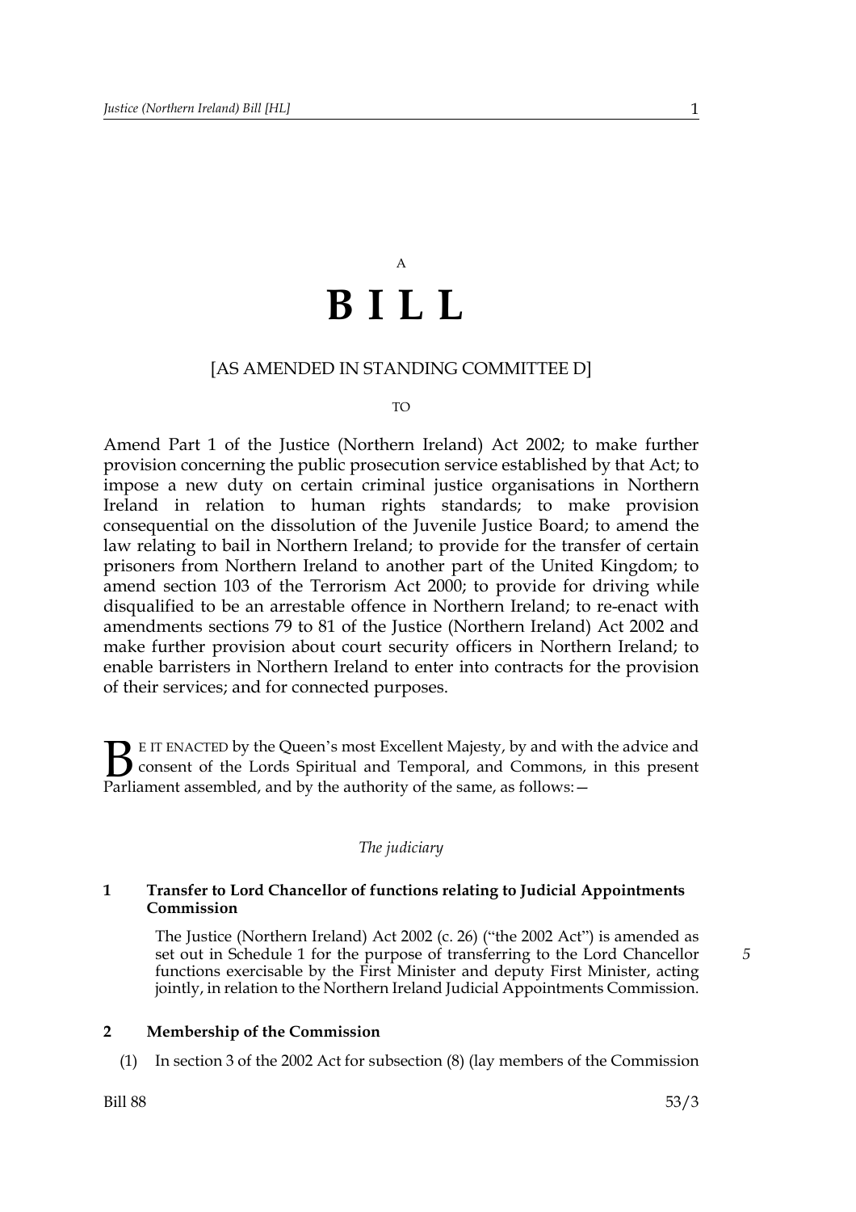A

# BILL

[AS AMENDED IN STANDING COMMITTEE D]

TO

Amend Part 1 of the Justice (Northern Ireland) Act 2002; to make further provision concerning the public prosecution service established by that Act; to impose a new duty on certain criminal justice organisations in Northern Ireland in relation to human rights standards; to make provision consequential on the dissolution of the Juvenile Justice Board; to amend the law relating to bail in Northern Ireland; to provide for the transfer of certain prisoners from Northern Ireland to another part of the United Kingdom; to amend section 103 of the Terrorism Act 2000; to provide for driving while disqualified to be an arrestable offence in Northern Ireland; to re-enact with amendments sections 79 to 81 of the Justice (Northern Ireland) Act 2002 and make further provision about court security officers in Northern Ireland; to enable barristers in Northern Ireland to enter into contracts for the provision of their services; and for connected purposes.

BE IT ENACTED by the Queen's most Excellent Majesty, by and with the advice and consent of the Lords Spiritual and Temporal, and Commons, in this present Parliament assembled, and by the authority of the same, as follows: —

*The judiciary*

**1 Transfer to Lord Chancellor of functions relating to Judicial Appointments Commission**

The Justice (Northern Ireland) Act 2002 (c. 26) ("the 2002 Act") is amended as set out in Schedule 1 for the purpose of transferring to the Lord Chancellor functions exercisable by the First Minister and deputy First Minister, acting jointly, in relation to the Northern Ireland Judicial Appointments Commission.

**2 Membership of the Commission**

(1) In section 3 of the 2002 Act for subsection (8) (lay members of the Commission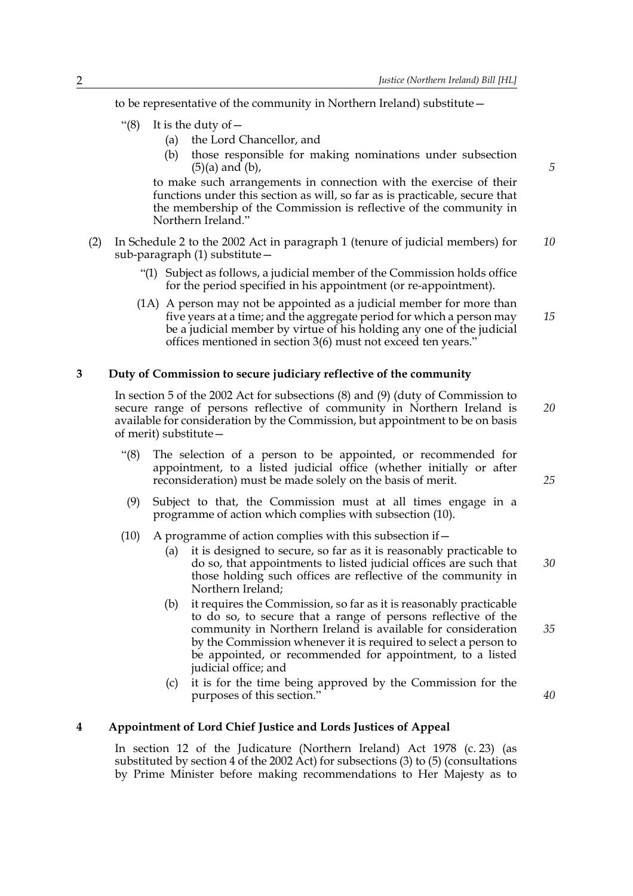to be representative of the community in Northern Ireland) substitute—

> "(8) It is the duty of—
>
> (a) the Lord Chancellor, and
>
> (b) those responsible for making nominations under subsection (5)(a) and (b),
>
> to make such arrangements in connection with the exercise of their functions under this section as will, so far as is practicable, secure that the membership of the Commission is reflective of the community in Northern Ireland."

(2) In Schedule 2 to the 2002 Act in paragraph 1 (tenure of judicial members) for sub-paragraph (1) substitute—

> "(1) Subject as follows, a judicial member of the Commission holds office for the period specified in his appointment (or re-appointment).
>
> (1A) A person may not be appointed as a judicial member for more than five years at a time; and the aggregate period for which a person may be a judicial member by virtue of his holding any one of the judicial offices mentioned in section 3(6) must not exceed ten years."

## 3 Duty of Commission to secure judiciary reflective of the community

In section 5 of the 2002 Act for subsections (8) and (9) (duty of Commission to secure range of persons reflective of community in Northern Ireland is available for consideration by the Commission, but appointment to be on basis of merit) substitute—

> "(8) The selection of a person to be appointed, or recommended for appointment, to a listed judicial office (whether initially or after reconsideration) must be made solely on the basis of merit.
>
> (9) Subject to that, the Commission must at all times engage in a programme of action which complies with subsection (10).
>
> (10) A programme of action complies with this subsection if—
>
> (a) it is designed to secure, so far as it is reasonably practicable to do so, that appointments to listed judicial offices are such that those holding such offices are reflective of the community in Northern Ireland;
>
> (b) it requires the Commission, so far as it is reasonably practicable to do so, to secure that a range of persons reflective of the community in Northern Ireland is available for consideration by the Commission whenever it is required to select a person to be appointed, or recommended for appointment, to a listed judicial office; and
>
> (c) it is for the time being approved by the Commission for the purposes of this section."

## 4 Appointment of Lord Chief Justice and Lords Justices of Appeal

In section 12 of the Judicature (Northern Ireland) Act 1978 (c. 23) (as substituted by section 4 of the 2002 Act) for subsections (3) to (5) (consultations by Prime Minister before making recommendations to Her Majesty as to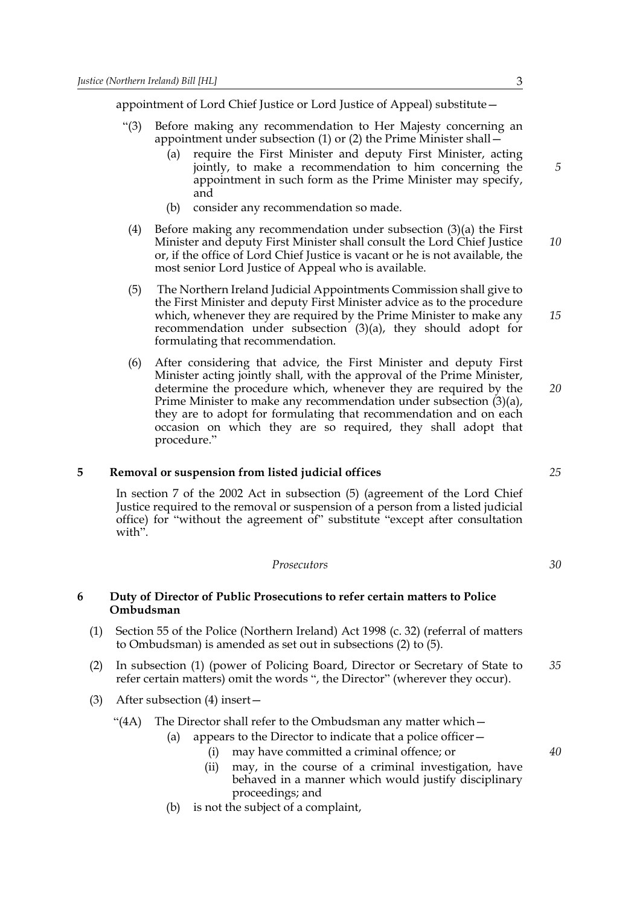appointment of Lord Chief Justice or Lord Justice of Appeal) substitute—

"(3) Before making any recommendation to Her Majesty concerning an appointment under subsection (1) or (2) the Prime Minister shall—

(a) require the First Minister and deputy First Minister, acting jointly, to make a recommendation to him concerning the appointment in such form as the Prime Minister may specify, and

(b) consider any recommendation so made.

(4) Before making any recommendation under subsection (3)(a) the First Minister and deputy First Minister shall consult the Lord Chief Justice or, if the office of Lord Chief Justice is vacant or he is not available, the most senior Lord Justice of Appeal who is available.

(5) The Northern Ireland Judicial Appointments Commission shall give to the First Minister and deputy First Minister advice as to the procedure which, whenever they are required by the Prime Minister to make any recommendation under subsection (3)(a), they should adopt for formulating that recommendation.

(6) After considering that advice, the First Minister and deputy First Minister acting jointly shall, with the approval of the Prime Minister, determine the procedure which, whenever they are required by the Prime Minister to make any recommendation under subsection (3)(a), they are to adopt for formulating that recommendation and on each occasion on which they are so required, they shall adopt that procedure."

## 5 Removal or suspension from listed judicial offices

In section 7 of the 2002 Act in subsection (5) (agreement of the Lord Chief Justice required to the removal or suspension of a person from a listed judicial office) for "without the agreement of" substitute "except after consultation with".

*Prosecutors*

## 6 Duty of Director of Public Prosecutions to refer certain matters to Police Ombudsman

(1) Section 55 of the Police (Northern Ireland) Act 1998 (c. 32) (referral of matters to Ombudsman) is amended as set out in subsections (2) to (5).

(2) In subsection (1) (power of Policing Board, Director or Secretary of State to refer certain matters) omit the words ", the Director" (wherever they occur).

(3) After subsection (4) insert—

"(4A) The Director shall refer to the Ombudsman any matter which—

(a) appears to the Director to indicate that a police officer—

(i) may have committed a criminal offence; or

(ii) may, in the course of a criminal investigation, have behaved in a manner which would justify disciplinary proceedings; and

(b) is not the subject of a complaint,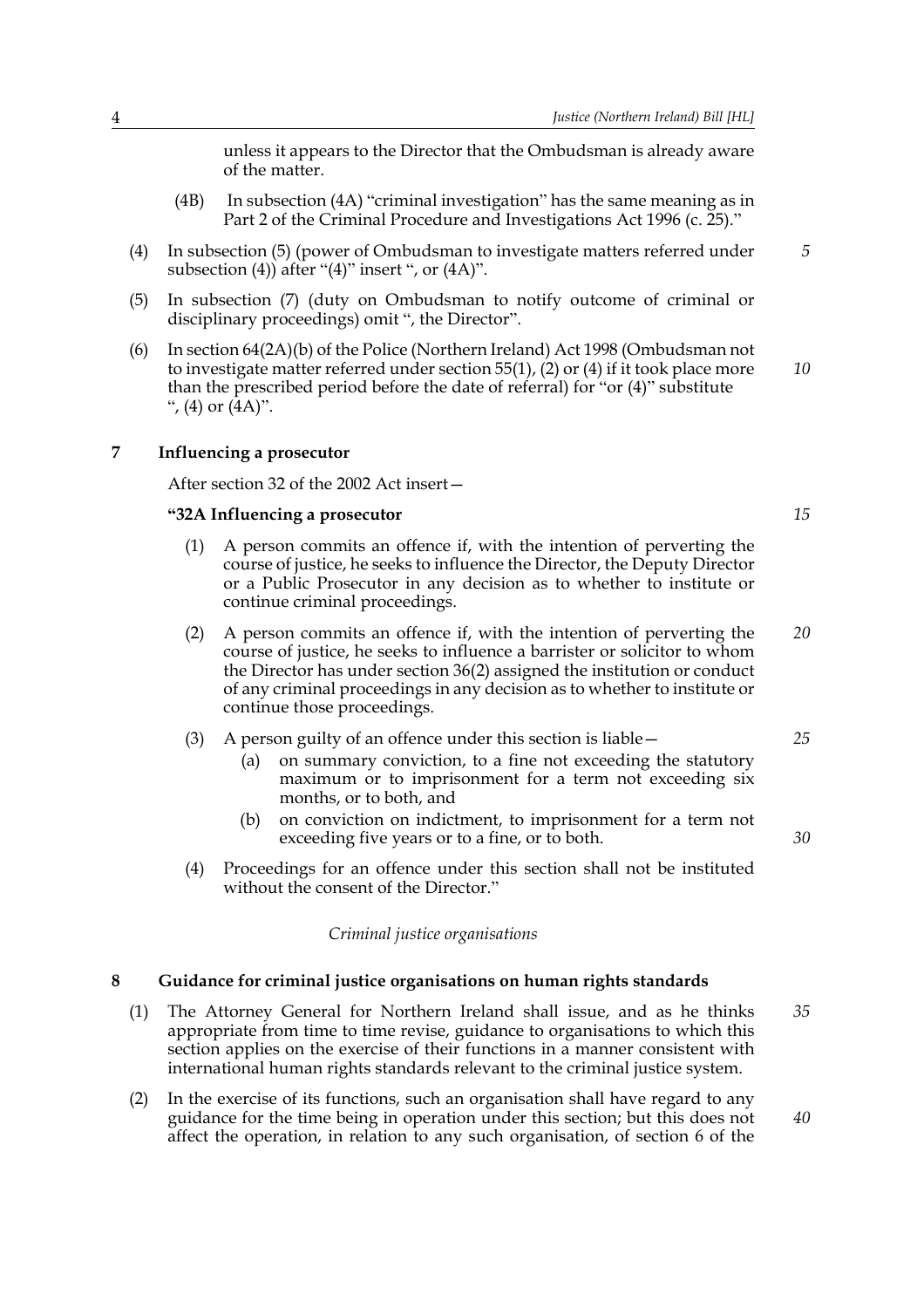unless it appears to the Director that the Ombudsman is already aware of the matter.

(4B) In subsection (4A) "criminal investigation" has the same meaning as in Part 2 of the Criminal Procedure and Investigations Act 1996 (c. 25)."

(4) In subsection (5) (power of Ombudsman to investigate matters referred under subsection (4)) after "(4)" insert ", or (4A)".

(5) In subsection (7) (duty on Ombudsman to notify outcome of criminal or disciplinary proceedings) omit ", the Director".

(6) In section 64(2A)(b) of the Police (Northern Ireland) Act 1998 (Ombudsman not to investigate matter referred under section 55(1), (2) or (4) if it took place more than the prescribed period before the date of referral) for "or (4)" substitute ", (4) or (4A)".

## 7 Influencing a prosecutor

After section 32 of the 2002 Act insert—

**"32A Influencing a prosecutor**

(1) A person commits an offence if, with the intention of perverting the course of justice, he seeks to influence the Director, the Deputy Director or a Public Prosecutor in any decision as to whether to institute or continue criminal proceedings.

(2) A person commits an offence if, with the intention of perverting the course of justice, he seeks to influence a barrister or solicitor to whom the Director has under section 36(2) assigned the institution or conduct of any criminal proceedings in any decision as to whether to institute or continue those proceedings.

(3) A person guilty of an offence under this section is liable—

(a) on summary conviction, to a fine not exceeding the statutory maximum or to imprisonment for a term not exceeding six months, or to both, and

(b) on conviction on indictment, to imprisonment for a term not exceeding five years or to a fine, or to both.

(4) Proceedings for an offence under this section shall not be instituted without the consent of the Director."

*Criminal justice organisations*

## 8 Guidance for criminal justice organisations on human rights standards

(1) The Attorney General for Northern Ireland shall issue, and as he thinks appropriate from time to time revise, guidance to organisations to which this section applies on the exercise of their functions in a manner consistent with international human rights standards relevant to the criminal justice system.

(2) In the exercise of its functions, such an organisation shall have regard to any guidance for the time being in operation under this section; but this does not affect the operation, in relation to any such organisation, of section 6 of the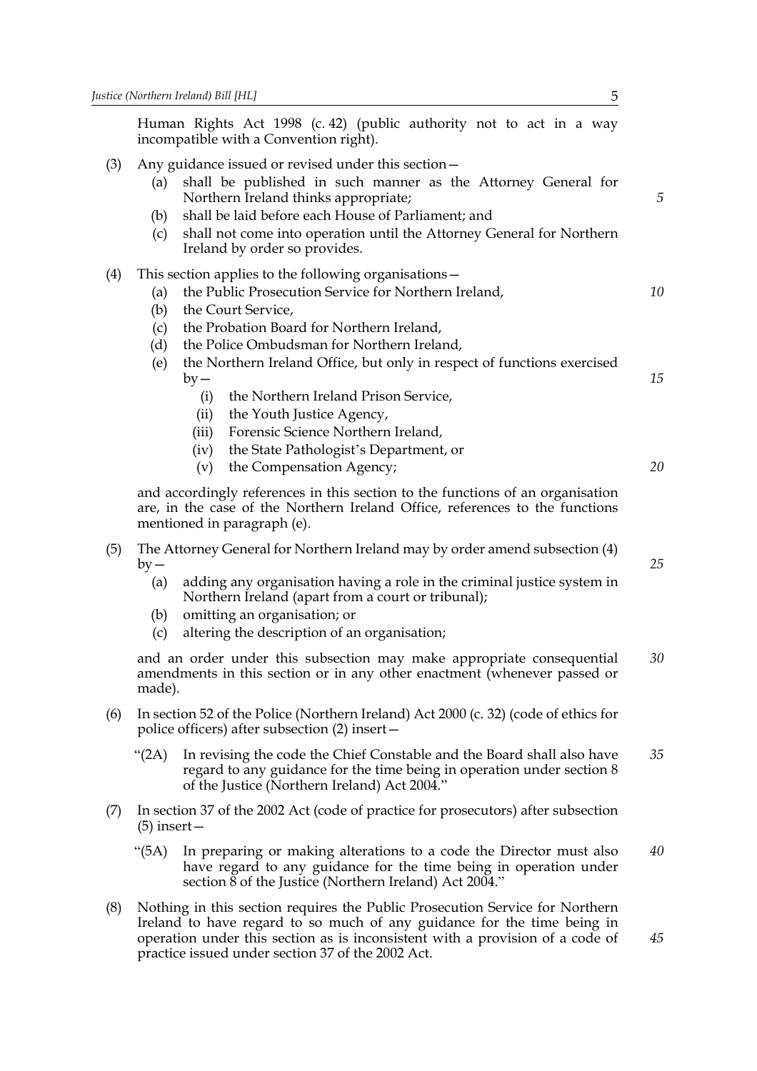Human Rights Act 1998 (c. 42) (public authority not to act in a way incompatible with a Convention right).

(3) Any guidance issued or revised under this section—

(a) shall be published in such manner as the Attorney General for Northern Ireland thinks appropriate;

(b) shall be laid before each House of Parliament; and

(c) shall not come into operation until the Attorney General for Northern Ireland by order so provides.

(4) This section applies to the following organisations—

(a) the Public Prosecution Service for Northern Ireland,

(b) the Court Service,

(c) the Probation Board for Northern Ireland,

(d) the Police Ombudsman for Northern Ireland,

(e) the Northern Ireland Office, but only in respect of functions exercised by—

(i) the Northern Ireland Prison Service,

(ii) the Youth Justice Agency,

(iii) Forensic Science Northern Ireland,

(iv) the State Pathologist's Department, or

(v) the Compensation Agency;

and accordingly references in this section to the functions of an organisation are, in the case of the Northern Ireland Office, references to the functions mentioned in paragraph (e).

(5) The Attorney General for Northern Ireland may by order amend subsection (4) by—

(a) adding any organisation having a role in the criminal justice system in Northern Ireland (apart from a court or tribunal);

(b) omitting an organisation; or

(c) altering the description of an organisation;

and an order under this subsection may make appropriate consequential amendments in this section or in any other enactment (whenever passed or made).

(6) In section 52 of the Police (Northern Ireland) Act 2000 (c. 32) (code of ethics for police officers) after subsection (2) insert—

"(2A) In revising the code the Chief Constable and the Board shall also have regard to any guidance for the time being in operation under section 8 of the Justice (Northern Ireland) Act 2004."

(7) In section 37 of the 2002 Act (code of practice for prosecutors) after subsection (5) insert—

"(5A) In preparing or making alterations to a code the Director must also have regard to any guidance for the time being in operation under section 8 of the Justice (Northern Ireland) Act 2004."

(8) Nothing in this section requires the Public Prosecution Service for Northern Ireland to have regard to so much of any guidance for the time being in operation under this section as is inconsistent with a provision of a code of practice issued under section 37 of the 2002 Act.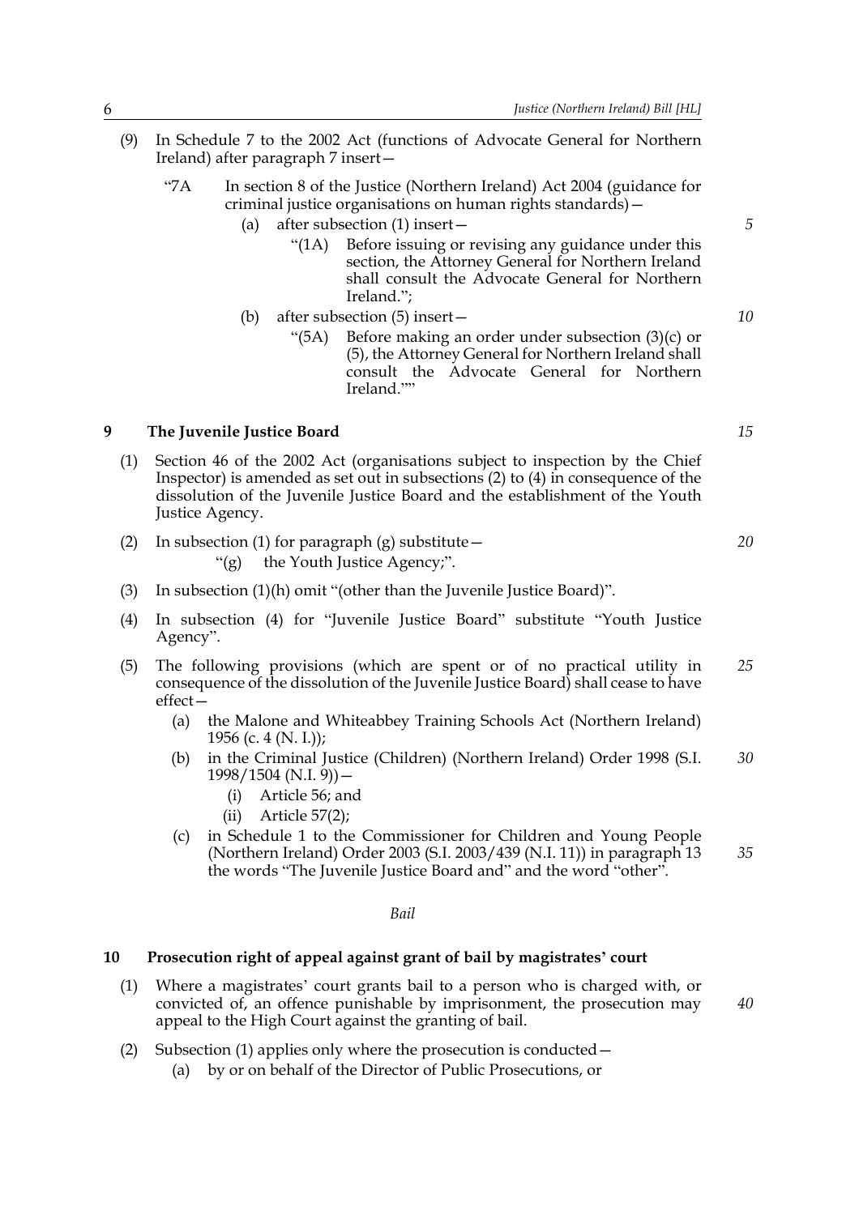(9) In Schedule 7 to the 2002 Act (functions of Advocate General for Northern Ireland) after paragraph 7 insert—

"7A In section 8 of the Justice (Northern Ireland) Act 2004 (guidance for criminal justice organisations on human rights standards)—

(a) after subsection (1) insert—

"(1A) Before issuing or revising any guidance under this section, the Attorney General for Northern Ireland shall consult the Advocate General for Northern Ireland.";

(b) after subsection (5) insert—

"(5A) Before making an order under subsection (3)(c) or (5), the Attorney General for Northern Ireland shall consult the Advocate General for Northern Ireland.""

## 9 The Juvenile Justice Board

(1) Section 46 of the 2002 Act (organisations subject to inspection by the Chief Inspector) is amended as set out in subsections (2) to (4) in consequence of the dissolution of the Juvenile Justice Board and the establishment of the Youth Justice Agency.

(2) In subsection (1) for paragraph (g) substitute—

"(g) the Youth Justice Agency;".

(3) In subsection (1)(h) omit "(other than the Juvenile Justice Board)".

(4) In subsection (4) for "Juvenile Justice Board" substitute "Youth Justice Agency".

(5) The following provisions (which are spent or of no practical utility in consequence of the dissolution of the Juvenile Justice Board) shall cease to have effect—

(a) the Malone and Whiteabbey Training Schools Act (Northern Ireland) 1956 (c. 4 (N. I.));

(b) in the Criminal Justice (Children) (Northern Ireland) Order 1998 (S.I. 1998/1504 (N.I. 9))—

(i) Article 56; and

(ii) Article 57(2);

(c) in Schedule 1 to the Commissioner for Children and Young People (Northern Ireland) Order 2003 (S.I. 2003/439 (N.I. 11)) in paragraph 13 the words "The Juvenile Justice Board and" and the word "other".

*Bail*

## 10 Prosecution right of appeal against grant of bail by magistrates' court

(1) Where a magistrates' court grants bail to a person who is charged with, or convicted of, an offence punishable by imprisonment, the prosecution may appeal to the High Court against the granting of bail.

(2) Subsection (1) applies only where the prosecution is conducted—

(a) by or on behalf of the Director of Public Prosecutions, or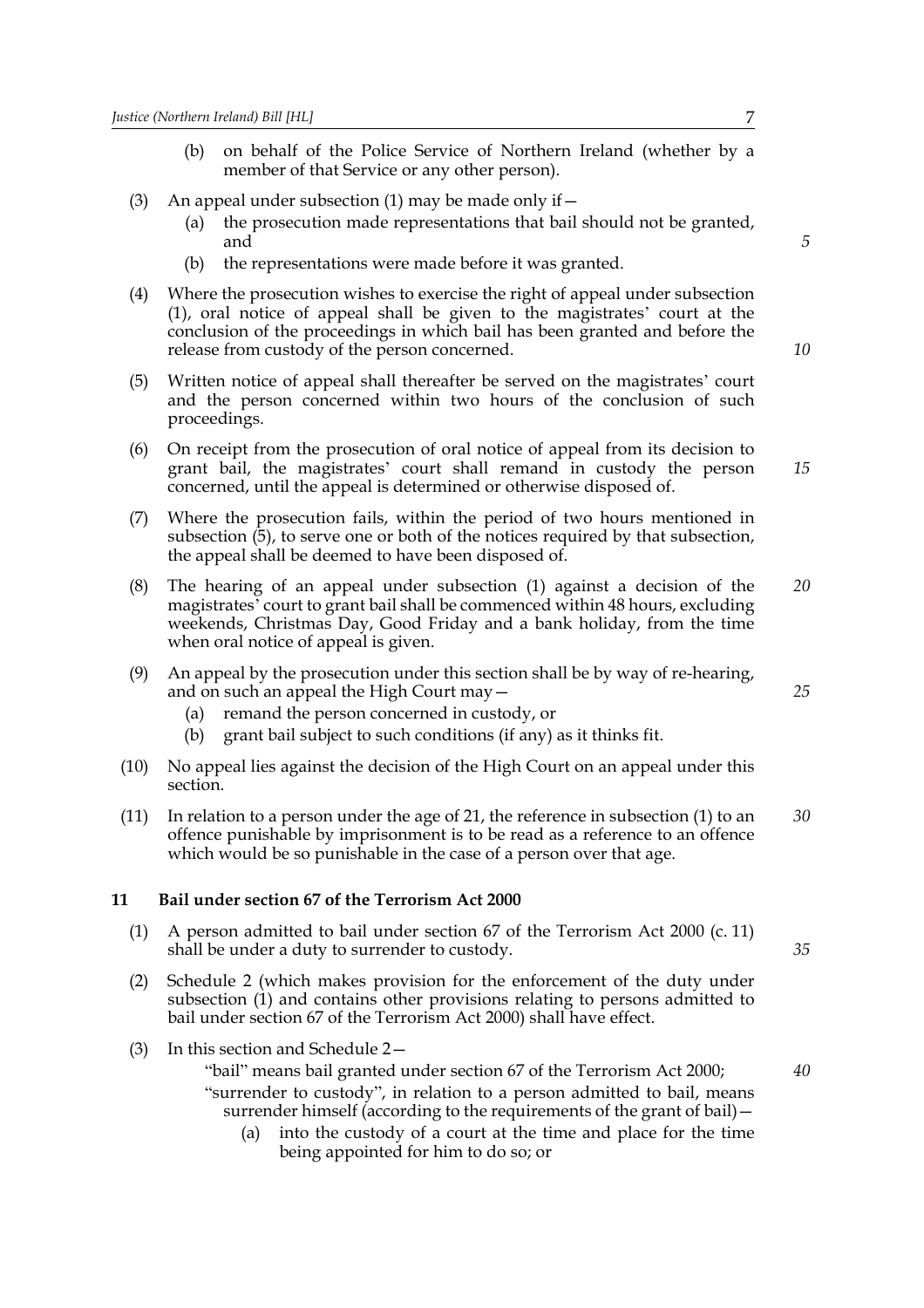(b) on behalf of the Police Service of Northern Ireland (whether by a member of that Service or any other person).

(3) An appeal under subsection (1) may be made only if—

   (a) the prosecution made representations that bail should not be granted, and

   (b) the representations were made before it was granted.

(4) Where the prosecution wishes to exercise the right of appeal under subsection (1), oral notice of appeal shall be given to the magistrates' court at the conclusion of the proceedings in which bail has been granted and before the release from custody of the person concerned.

(5) Written notice of appeal shall thereafter be served on the magistrates' court and the person concerned within two hours of the conclusion of such proceedings.

(6) On receipt from the prosecution of oral notice of appeal from its decision to grant bail, the magistrates' court shall remand in custody the person concerned, until the appeal is determined or otherwise disposed of.

(7) Where the prosecution fails, within the period of two hours mentioned in subsection (5), to serve one or both of the notices required by that subsection, the appeal shall be deemed to have been disposed of.

(8) The hearing of an appeal under subsection (1) against a decision of the magistrates' court to grant bail shall be commenced within 48 hours, excluding weekends, Christmas Day, Good Friday and a bank holiday, from the time when oral notice of appeal is given.

(9) An appeal by the prosecution under this section shall be by way of re-hearing, and on such an appeal the High Court may—

   (a) remand the person concerned in custody, or

   (b) grant bail subject to such conditions (if any) as it thinks fit.

(10) No appeal lies against the decision of the High Court on an appeal under this section.

(11) In relation to a person under the age of 21, the reference in subsection (1) to an offence punishable by imprisonment is to be read as a reference to an offence which would be so punishable in the case of a person over that age.

### 11 Bail under section 67 of the Terrorism Act 2000

(1) A person admitted to bail under section 67 of the Terrorism Act 2000 (c. 11) shall be under a duty to surrender to custody.

(2) Schedule 2 (which makes provision for the enforcement of the duty under subsection (1) and contains other provisions relating to persons admitted to bail under section 67 of the Terrorism Act 2000) shall have effect.

(3) In this section and Schedule 2—

   "bail" means bail granted under section 67 of the Terrorism Act 2000;

   "surrender to custody", in relation to a person admitted to bail, means surrender himself (according to the requirements of the grant of bail)—

      (a) into the custody of a court at the time and place for the time being appointed for him to do so; or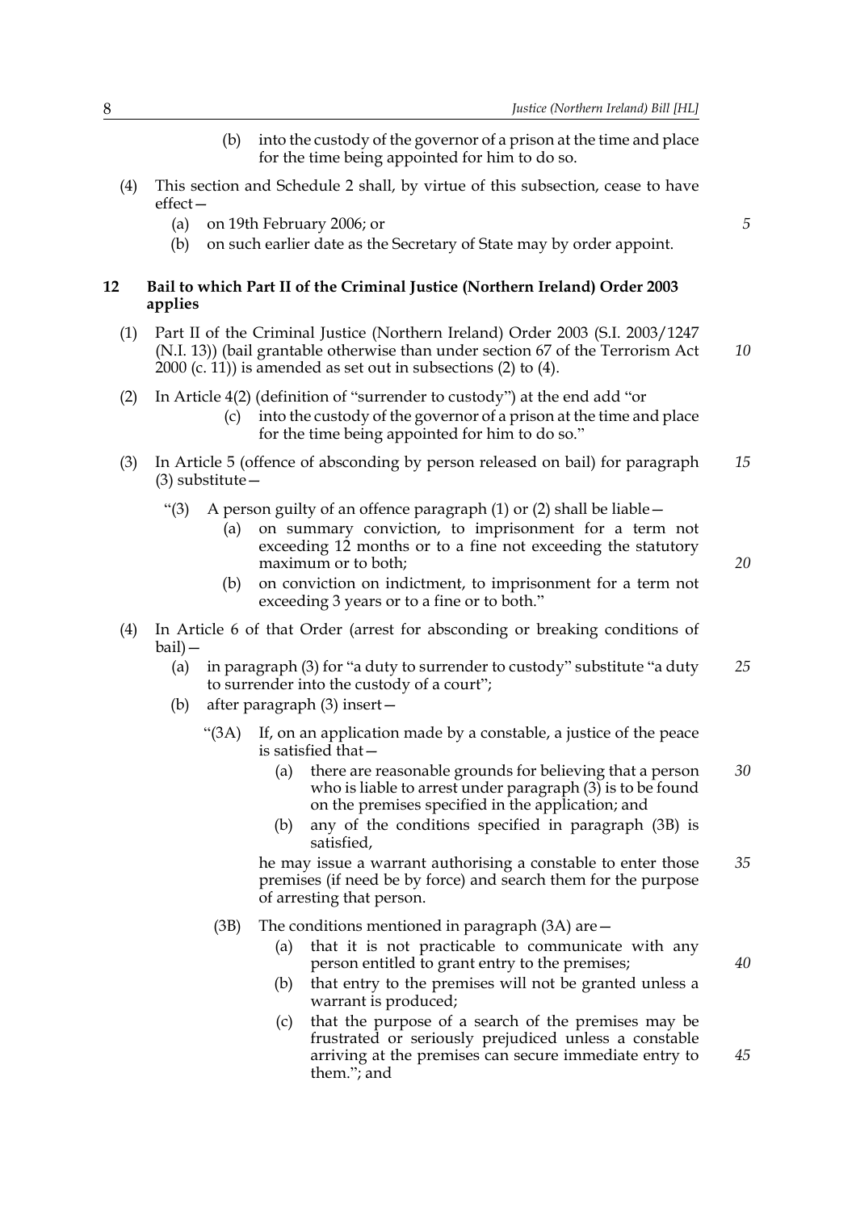(b) into the custody of the governor of a prison at the time and place for the time being appointed for him to do so.

(4) This section and Schedule 2 shall, by virtue of this subsection, cease to have effect—

(a) on 19th February 2006; or

(b) on such earlier date as the Secretary of State may by order appoint.

**12 Bail to which Part II of the Criminal Justice (Northern Ireland) Order 2003 applies**

(1) Part II of the Criminal Justice (Northern Ireland) Order 2003 (S.I. 2003/1247 (N.I. 13)) (bail grantable otherwise than under section 67 of the Terrorism Act 2000 (c. 11)) is amended as set out in subsections (2) to (4).

(2) In Article 4(2) (definition of "surrender to custody") at the end add "or

(c) into the custody of the governor of a prison at the time and place for the time being appointed for him to do so."

(3) In Article 5 (offence of absconding by person released on bail) for paragraph (3) substitute—

"(3) A person guilty of an offence paragraph (1) or (2) shall be liable—

(a) on summary conviction, to imprisonment for a term not exceeding 12 months or to a fine not exceeding the statutory maximum or to both;

(b) on conviction on indictment, to imprisonment for a term not exceeding 3 years or to a fine or to both."

(4) In Article 6 of that Order (arrest for absconding or breaking conditions of bail)—

(a) in paragraph (3) for "a duty to surrender to custody" substitute "a duty to surrender into the custody of a court";

(b) after paragraph (3) insert—

"(3A) If, on an application made by a constable, a justice of the peace is satisfied that—

(a) there are reasonable grounds for believing that a person who is liable to arrest under paragraph (3) is to be found on the premises specified in the application; and

(b) any of the conditions specified in paragraph (3B) is satisfied,

he may issue a warrant authorising a constable to enter those premises (if need be by force) and search them for the purpose of arresting that person.

(3B) The conditions mentioned in paragraph (3A) are—

(a) that it is not practicable to communicate with any person entitled to grant entry to the premises;

(b) that entry to the premises will not be granted unless a warrant is produced;

(c) that the purpose of a search of the premises may be frustrated or seriously prejudiced unless a constable arriving at the premises can secure immediate entry to them."; and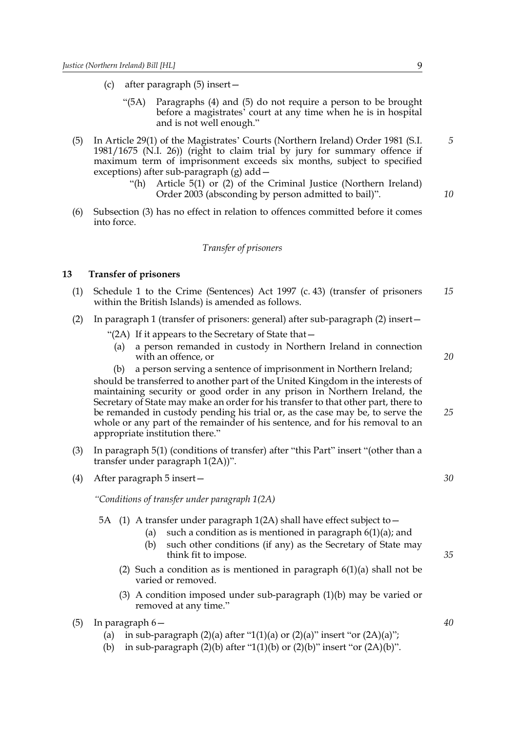(c) after paragraph (5) insert—

"(5A) Paragraphs (4) and (5) do not require a person to be brought before a magistrates' court at any time when he is in hospital and is not well enough."

(5) In Article 29(1) of the Magistrates' Courts (Northern Ireland) Order 1981 (S.I. 1981/1675 (N.I. 26)) (right to claim trial by jury for summary offence if maximum term of imprisonment exceeds six months, subject to specified exceptions) after sub-paragraph (g) add—

"(h) Article 5(1) or (2) of the Criminal Justice (Northern Ireland) Order 2003 (absconding by person admitted to bail)".

(6) Subsection (3) has no effect in relation to offences committed before it comes into force.

*Transfer of prisoners*

## 13 Transfer of prisoners

(1) Schedule 1 to the Crime (Sentences) Act 1997 (c. 43) (transfer of prisoners within the British Islands) is amended as follows.

(2) In paragraph 1 (transfer of prisoners: general) after sub-paragraph (2) insert—

"(2A) If it appears to the Secretary of State that—

(a) a person remanded in custody in Northern Ireland in connection with an offence, or

(b) a person serving a sentence of imprisonment in Northern Ireland;

should be transferred to another part of the United Kingdom in the interests of maintaining security or good order in any prison in Northern Ireland, the Secretary of State may make an order for his transfer to that other part, there to be remanded in custody pending his trial or, as the case may be, to serve the whole or any part of the remainder of his sentence, and for his removal to an appropriate institution there."

(3) In paragraph 5(1) (conditions of transfer) after "this Part" insert "(other than a transfer under paragraph 1(2A))".

(4) After paragraph 5 insert—

*"Conditions of transfer under paragraph 1(2A)*

5A (1) A transfer under paragraph 1(2A) shall have effect subject to—

(a) such a condition as is mentioned in paragraph 6(1)(a); and

(b) such other conditions (if any) as the Secretary of State may think fit to impose.

(2) Such a condition as is mentioned in paragraph 6(1)(a) shall not be varied or removed.

(3) A condition imposed under sub-paragraph (1)(b) may be varied or removed at any time."

(5) In paragraph 6—

(a) in sub-paragraph (2)(a) after "1(1)(a) or (2)(a)" insert "or (2A)(a)";

(b) in sub-paragraph (2)(b) after "1(1)(b) or (2)(b)" insert "or (2A)(b)".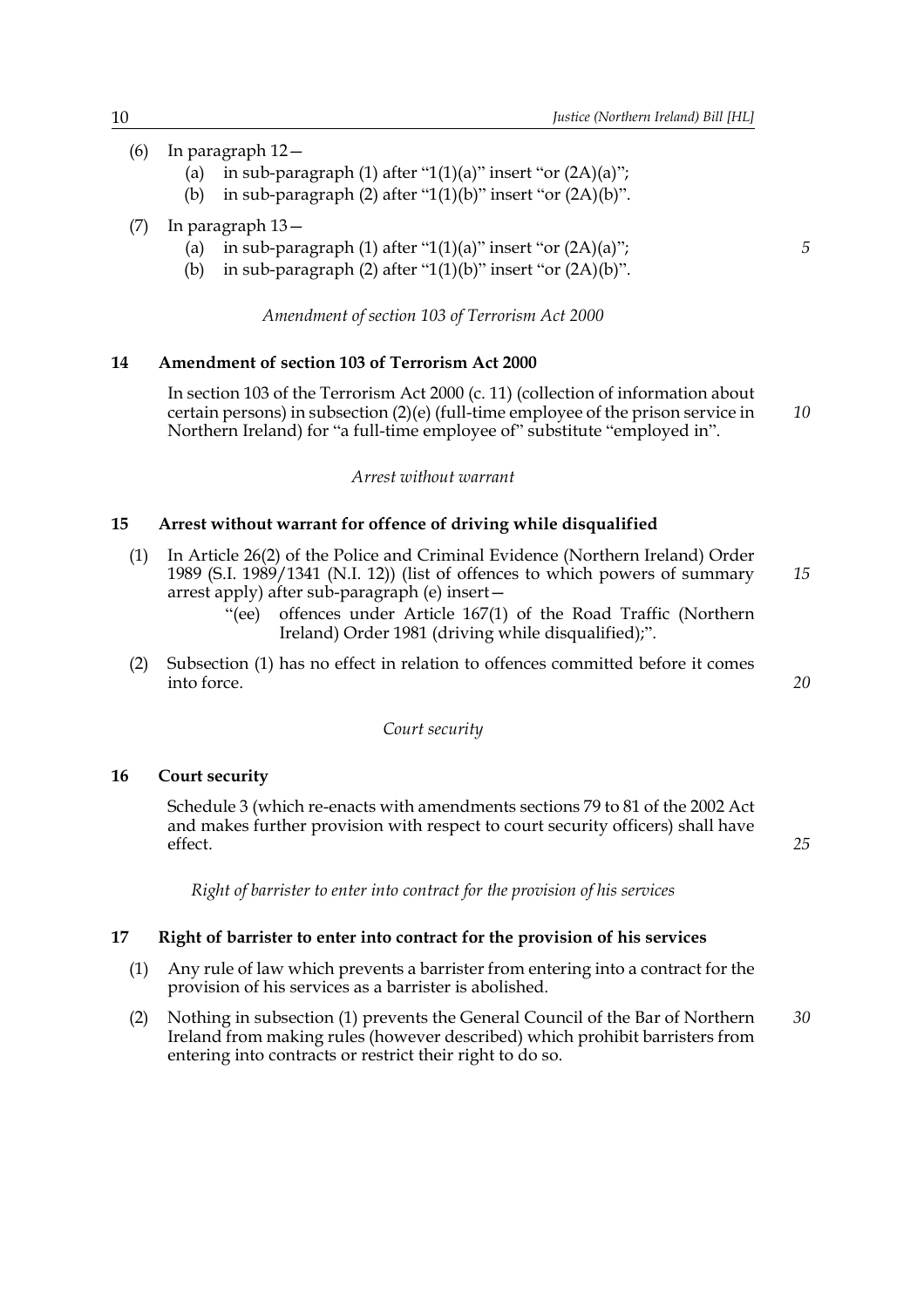(6) In paragraph 12—

  (a) in sub-paragraph (1) after "1(1)(a)" insert "or (2A)(a)";

  (b) in sub-paragraph (2) after "1(1)(b)" insert "or (2A)(b)".

(7) In paragraph 13—

  (a) in sub-paragraph (1) after "1(1)(a)" insert "or (2A)(a)";

  (b) in sub-paragraph (2) after "1(1)(b)" insert "or (2A)(b)".

*Amendment of section 103 of Terrorism Act 2000*

### 14 Amendment of section 103 of Terrorism Act 2000

In section 103 of the Terrorism Act 2000 (c. 11) (collection of information about certain persons) in subsection (2)(e) (full-time employee of the prison service in Northern Ireland) for "a full-time employee of" substitute "employed in".

*Arrest without warrant*

### 15 Arrest without warrant for offence of driving while disqualified

(1) In Article 26(2) of the Police and Criminal Evidence (Northern Ireland) Order 1989 (S.I. 1989/1341 (N.I. 12)) (list of offences to which powers of summary arrest apply) after sub-paragraph (e) insert—

  "(ee) offences under Article 167(1) of the Road Traffic (Northern Ireland) Order 1981 (driving while disqualified);".

(2) Subsection (1) has no effect in relation to offences committed before it comes into force.

*Court security*

### 16 Court security

Schedule 3 (which re-enacts with amendments sections 79 to 81 of the 2002 Act and makes further provision with respect to court security officers) shall have effect.

*Right of barrister to enter into contract for the provision of his services*

### 17 Right of barrister to enter into contract for the provision of his services

(1) Any rule of law which prevents a barrister from entering into a contract for the provision of his services as a barrister is abolished.

(2) Nothing in subsection (1) prevents the General Council of the Bar of Northern Ireland from making rules (however described) which prohibit barristers from entering into contracts or restrict their right to do so.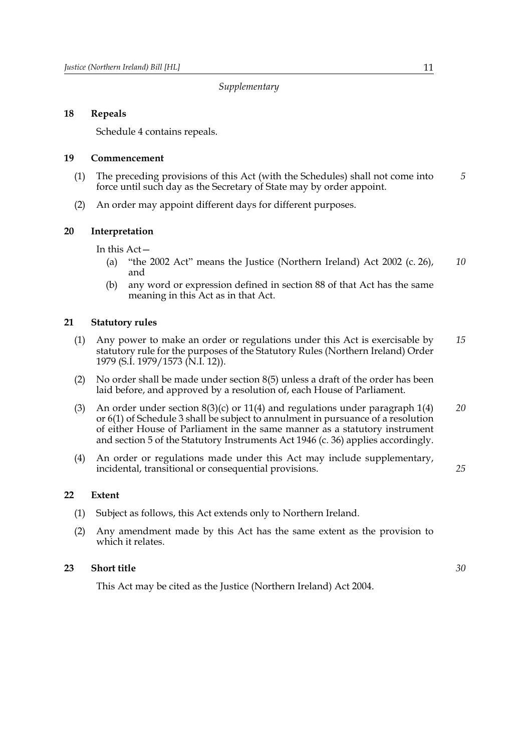*Supplementary*

## 18 Repeals

Schedule 4 contains repeals.

## 19 Commencement

(1) The preceding provisions of this Act (with the Schedules) shall not come into force until such day as the Secretary of State may by order appoint.

(2) An order may appoint different days for different purposes.

## 20 Interpretation

In this Act—

(a) "the 2002 Act" means the Justice (Northern Ireland) Act 2002 (c. 26), and

(b) any word or expression defined in section 88 of that Act has the same meaning in this Act as in that Act.

## 21 Statutory rules

(1) Any power to make an order or regulations under this Act is exercisable by statutory rule for the purposes of the Statutory Rules (Northern Ireland) Order 1979 (S.I. 1979/1573 (N.I. 12)).

(2) No order shall be made under section 8(5) unless a draft of the order has been laid before, and approved by a resolution of, each House of Parliament.

(3) An order under section 8(3)(c) or 11(4) and regulations under paragraph 1(4) or 6(1) of Schedule 3 shall be subject to annulment in pursuance of a resolution of either House of Parliament in the same manner as a statutory instrument and section 5 of the Statutory Instruments Act 1946 (c. 36) applies accordingly.

(4) An order or regulations made under this Act may include supplementary, incidental, transitional or consequential provisions.

## 22 Extent

(1) Subject as follows, this Act extends only to Northern Ireland.

(2) Any amendment made by this Act has the same extent as the provision to which it relates.

## 23 Short title

This Act may be cited as the Justice (Northern Ireland) Act 2004.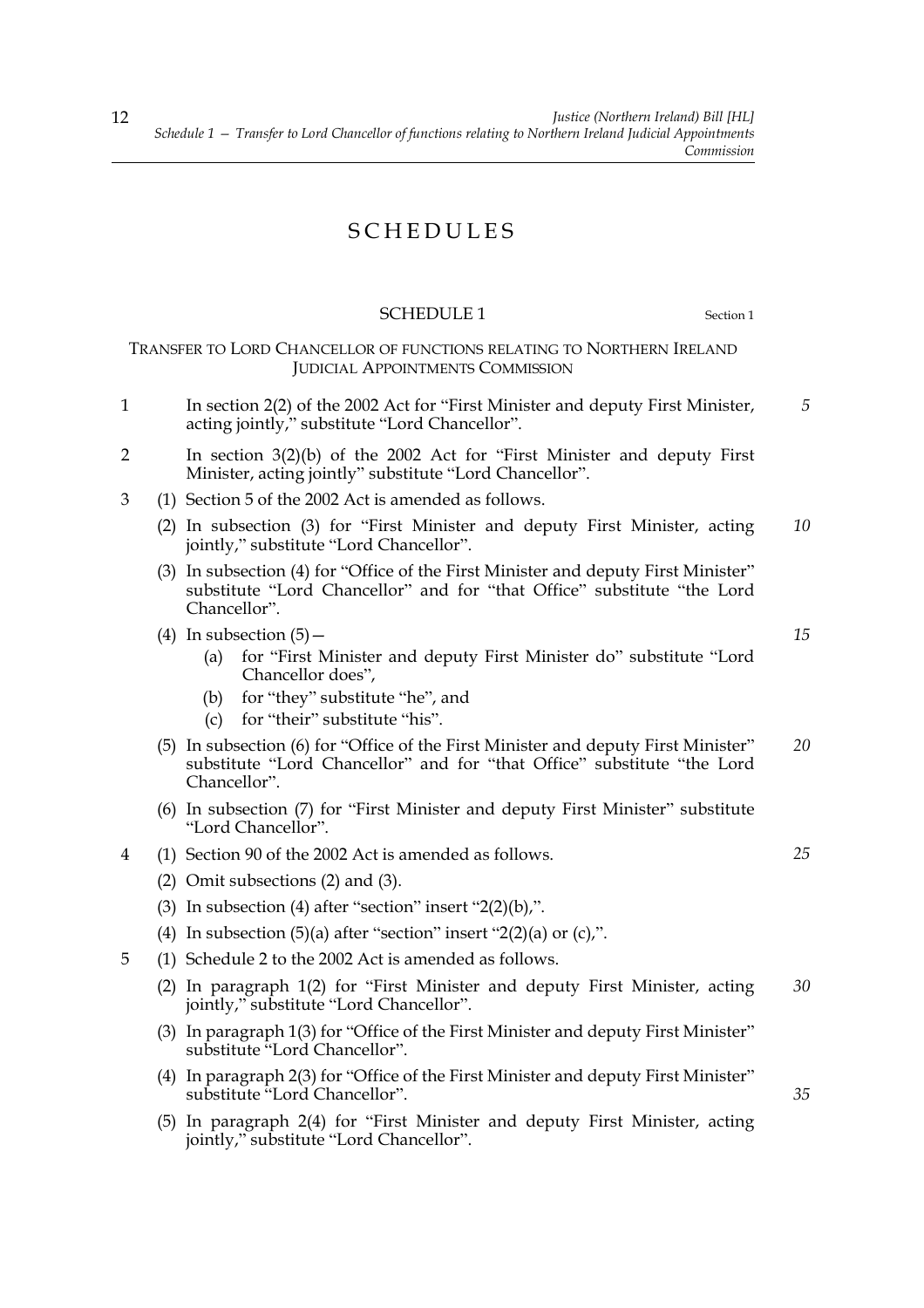# SCHEDULES

## SCHEDULE 1

Section 1

### TRANSFER TO LORD CHANCELLOR OF FUNCTIONS RELATING TO NORTHERN IRELAND JUDICIAL APPOINTMENTS COMMISSION

1 In section 2(2) of the 2002 Act for "First Minister and deputy First Minister, acting jointly," substitute "Lord Chancellor".

2 In section 3(2)(b) of the 2002 Act for "First Minister and deputy First Minister, acting jointly" substitute "Lord Chancellor".

3 (1) Section 5 of the 2002 Act is amended as follows.

(2) In subsection (3) for "First Minister and deputy First Minister, acting jointly," substitute "Lord Chancellor".

(3) In subsection (4) for "Office of the First Minister and deputy First Minister" substitute "Lord Chancellor" and for "that Office" substitute "the Lord Chancellor".

(4) In subsection (5)—

- (a) for "First Minister and deputy First Minister do" substitute "Lord Chancellor does",
- (b) for "they" substitute "he", and
- (c) for "their" substitute "his".

(5) In subsection (6) for "Office of the First Minister and deputy First Minister" substitute "Lord Chancellor" and for "that Office" substitute "the Lord Chancellor".

(6) In subsection (7) for "First Minister and deputy First Minister" substitute "Lord Chancellor".

4 (1) Section 90 of the 2002 Act is amended as follows.

(2) Omit subsections (2) and (3).

(3) In subsection (4) after "section" insert "2(2)(b),".

(4) In subsection (5)(a) after "section" insert "2(2)(a) or (c),".

5 (1) Schedule 2 to the 2002 Act is amended as follows.

(2) In paragraph 1(2) for "First Minister and deputy First Minister, acting jointly," substitute "Lord Chancellor".

(3) In paragraph 1(3) for "Office of the First Minister and deputy First Minister" substitute "Lord Chancellor".

(4) In paragraph 2(3) for "Office of the First Minister and deputy First Minister" substitute "Lord Chancellor".

(5) In paragraph 2(4) for "First Minister and deputy First Minister, acting jointly," substitute "Lord Chancellor".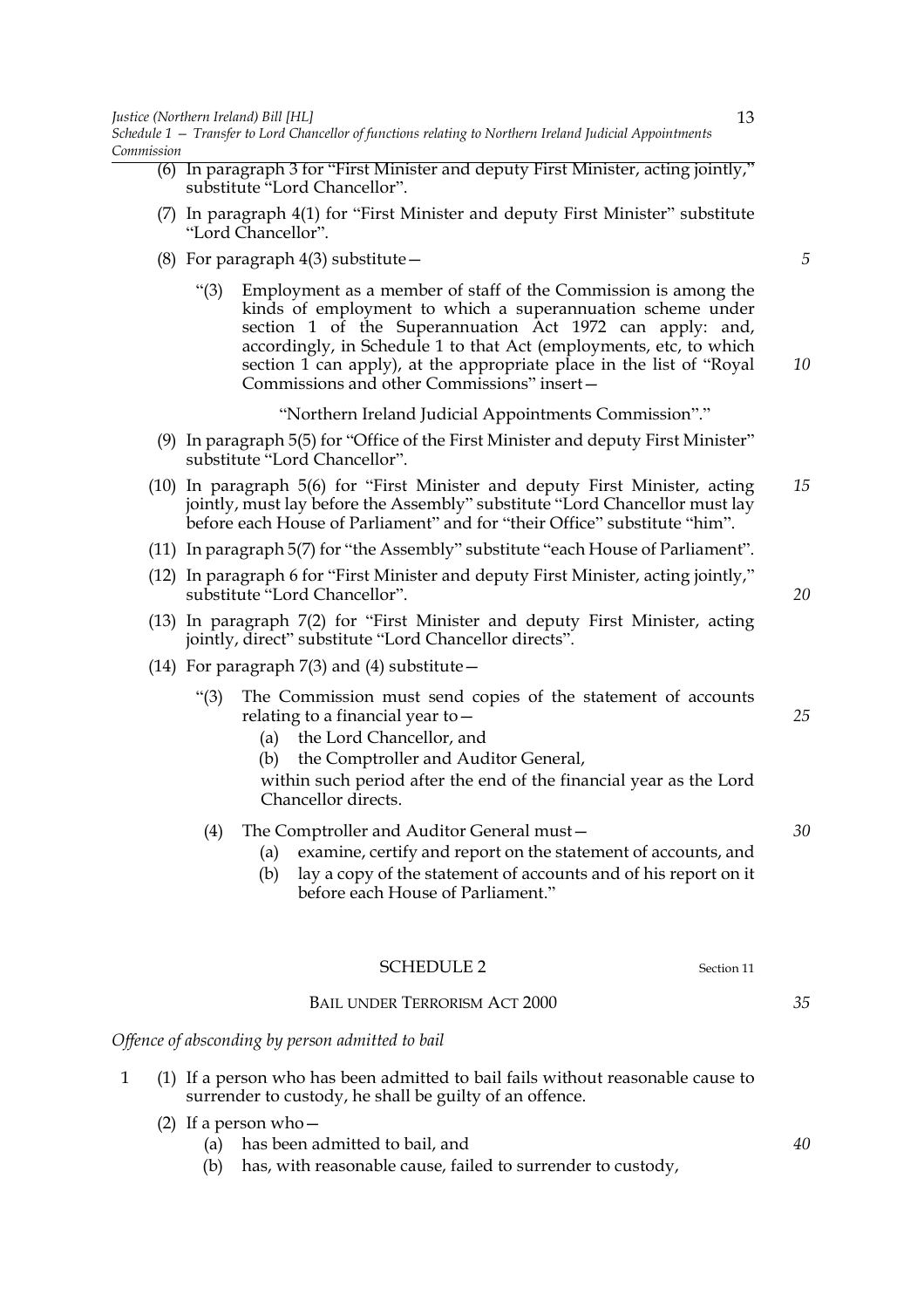(6) In paragraph 3 for "First Minister and deputy First Minister, acting jointly," substitute "Lord Chancellor".

(7) In paragraph 4(1) for "First Minister and deputy First Minister" substitute "Lord Chancellor".

(8) For paragraph 4(3) substitute—

> "(3) Employment as a member of staff of the Commission is among the kinds of employment to which a superannuation scheme under section 1 of the Superannuation Act 1972 can apply: and, accordingly, in Schedule 1 to that Act (employments, etc, to which section 1 can apply), at the appropriate place in the list of "Royal Commissions and other Commissions" insert—
>
> "Northern Ireland Judicial Appointments Commission"."

(9) In paragraph 5(5) for "Office of the First Minister and deputy First Minister" substitute "Lord Chancellor".

(10) In paragraph 5(6) for "First Minister and deputy First Minister, acting jointly, must lay before the Assembly" substitute "Lord Chancellor must lay before each House of Parliament" and for "their Office" substitute "him".

(11) In paragraph 5(7) for "the Assembly" substitute "each House of Parliament".

(12) In paragraph 6 for "First Minister and deputy First Minister, acting jointly," substitute "Lord Chancellor".

(13) In paragraph 7(2) for "First Minister and deputy First Minister, acting jointly, direct" substitute "Lord Chancellor directs".

(14) For paragraph 7(3) and (4) substitute—

> "(3) The Commission must send copies of the statement of accounts relating to a financial year to—
> (a) the Lord Chancellor, and
> (b) the Comptroller and Auditor General,
>
> within such period after the end of the financial year as the Lord Chancellor directs.
>
> (4) The Comptroller and Auditor General must—
> (a) examine, certify and report on the statement of accounts, and
> (b) lay a copy of the statement of accounts and of his report on it before each House of Parliament."

## SCHEDULE 2

Section 11

### BAIL UNDER TERRORISM ACT 2000

*Offence of absconding by person admitted to bail*

1 (1) If a person who has been admitted to bail fails without reasonable cause to surrender to custody, he shall be guilty of an offence.

(2) If a person who—
(a) has been admitted to bail, and
(b) has, with reasonable cause, failed to surrender to custody,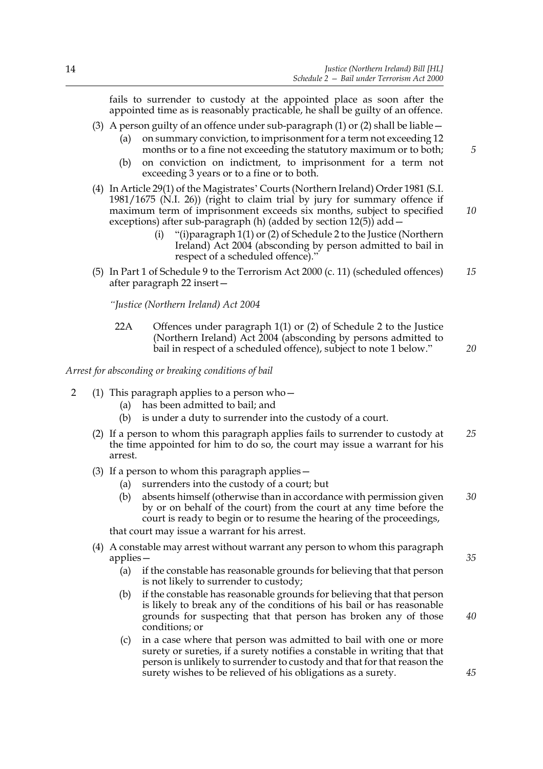fails to surrender to custody at the appointed place as soon after the appointed time as is reasonably practicable, he shall be guilty of an offence.

(3) A person guilty of an offence under sub-paragraph (1) or (2) shall be liable—

(a) on summary conviction, to imprisonment for a term not exceeding 12 months or to a fine not exceeding the statutory maximum or to both;

(b) on conviction on indictment, to imprisonment for a term not exceeding 3 years or to a fine or to both.

(4) In Article 29(1) of the Magistrates' Courts (Northern Ireland) Order 1981 (S.I. 1981/1675 (N.I. 26)) (right to claim trial by jury for summary offence if maximum term of imprisonment exceeds six months, subject to specified exceptions) after sub-paragraph (h) (added by section 12(5)) add—

(i) "(i)paragraph 1(1) or (2) of Schedule 2 to the Justice (Northern Ireland) Act 2004 (absconding by person admitted to bail in respect of a scheduled offence)."

(5) In Part 1 of Schedule 9 to the Terrorism Act 2000 (c. 11) (scheduled offences) after paragraph 22 insert—

*"Justice (Northern Ireland) Act 2004*

22A Offences under paragraph 1(1) or (2) of Schedule 2 to the Justice (Northern Ireland) Act 2004 (absconding by persons admitted to bail in respect of a scheduled offence), subject to note 1 below."

*Arrest for absconding or breaking conditions of bail*

2 (1) This paragraph applies to a person who—

(a) has been admitted to bail; and

(b) is under a duty to surrender into the custody of a court.

(2) If a person to whom this paragraph applies fails to surrender to custody at the time appointed for him to do so, the court may issue a warrant for his arrest.

(3) If a person to whom this paragraph applies—

(a) surrenders into the custody of a court; but

(b) absents himself (otherwise than in accordance with permission given by or on behalf of the court) from the court at any time before the court is ready to begin or to resume the hearing of the proceedings,

that court may issue a warrant for his arrest.

(4) A constable may arrest without warrant any person to whom this paragraph applies—

(a) if the constable has reasonable grounds for believing that that person is not likely to surrender to custody;

(b) if the constable has reasonable grounds for believing that that person is likely to break any of the conditions of his bail or has reasonable grounds for suspecting that that person has broken any of those conditions; or

(c) in a case where that person was admitted to bail with one or more surety or sureties, if a surety notifies a constable in writing that that person is unlikely to surrender to custody and that for that reason the surety wishes to be relieved of his obligations as a surety.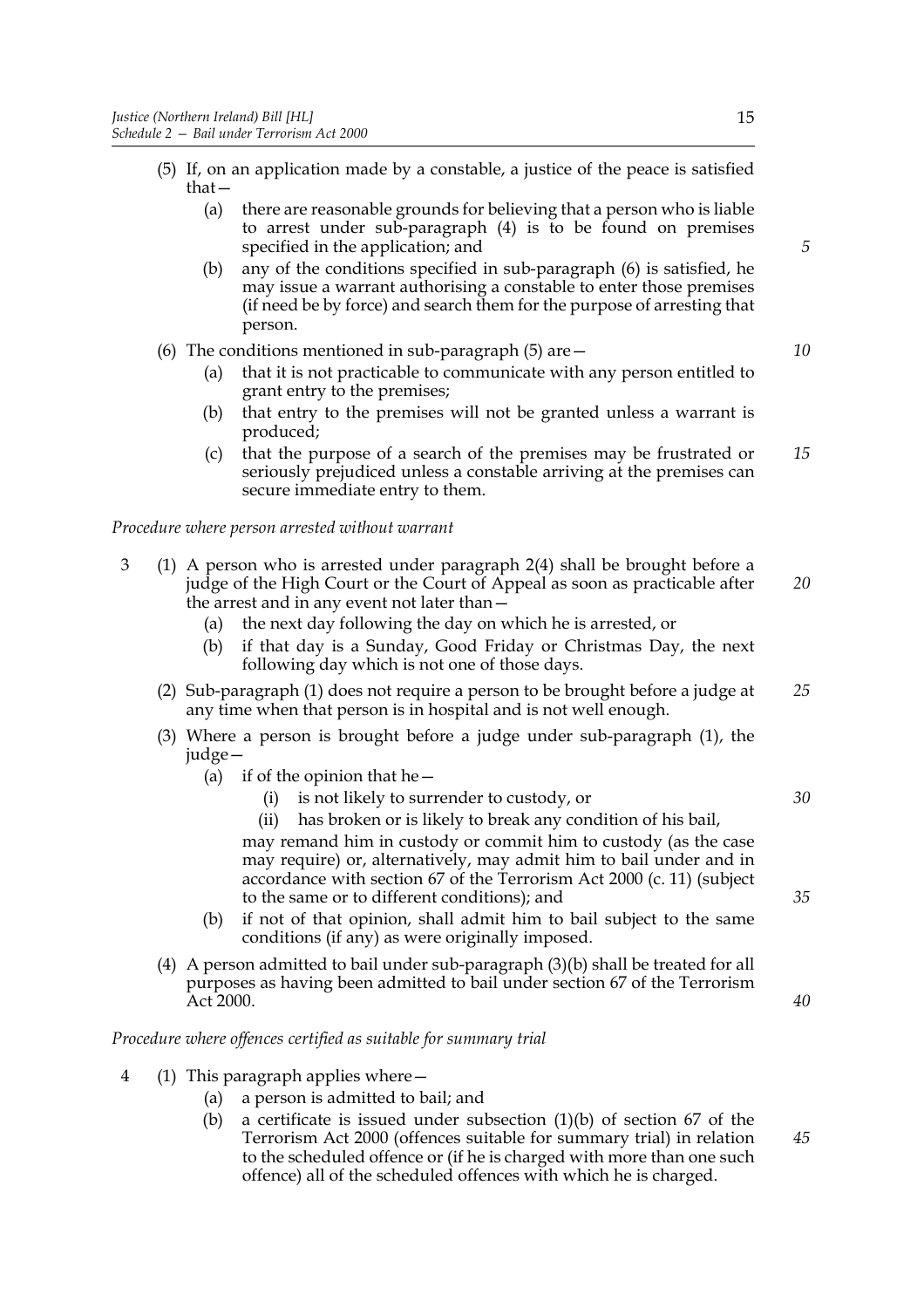(5) If, on an application made by a constable, a justice of the peace is satisfied that—

  (a) there are reasonable grounds for believing that a person who is liable to arrest under sub-paragraph (4) is to be found on premises specified in the application; and

  (b) any of the conditions specified in sub-paragraph (6) is satisfied, he may issue a warrant authorising a constable to enter those premises (if need be by force) and search them for the purpose of arresting that person.

(6) The conditions mentioned in sub-paragraph (5) are—

  (a) that it is not practicable to communicate with any person entitled to grant entry to the premises;

  (b) that entry to the premises will not be granted unless a warrant is produced;

  (c) that the purpose of a search of the premises may be frustrated or seriously prejudiced unless a constable arriving at the premises can secure immediate entry to them.

*Procedure where person arrested without warrant*

3 (1) A person who is arrested under paragraph 2(4) shall be brought before a judge of the High Court or the Court of Appeal as soon as practicable after the arrest and in any event not later than—

  (a) the next day following the day on which he is arrested, or

  (b) if that day is a Sunday, Good Friday or Christmas Day, the next following day which is not one of those days.

(2) Sub-paragraph (1) does not require a person to be brought before a judge at any time when that person is in hospital and is not well enough.

(3) Where a person is brought before a judge under sub-paragraph (1), the judge—

  (a) if of the opinion that he—

    (i) is not likely to surrender to custody, or

    (ii) has broken or is likely to break any condition of his bail,

  may remand him in custody or commit him to custody (as the case may require) or, alternatively, may admit him to bail under and in accordance with section 67 of the Terrorism Act 2000 (c. 11) (subject to the same or to different conditions); and

  (b) if not of that opinion, shall admit him to bail subject to the same conditions (if any) as were originally imposed.

(4) A person admitted to bail under sub-paragraph (3)(b) shall be treated for all purposes as having been admitted to bail under section 67 of the Terrorism Act 2000.

*Procedure where offences certified as suitable for summary trial*

4 (1) This paragraph applies where—

  (a) a person is admitted to bail; and

  (b) a certificate is issued under subsection (1)(b) of section 67 of the Terrorism Act 2000 (offences suitable for summary trial) in relation to the scheduled offence or (if he is charged with more than one such offence) all of the scheduled offences with which he is charged.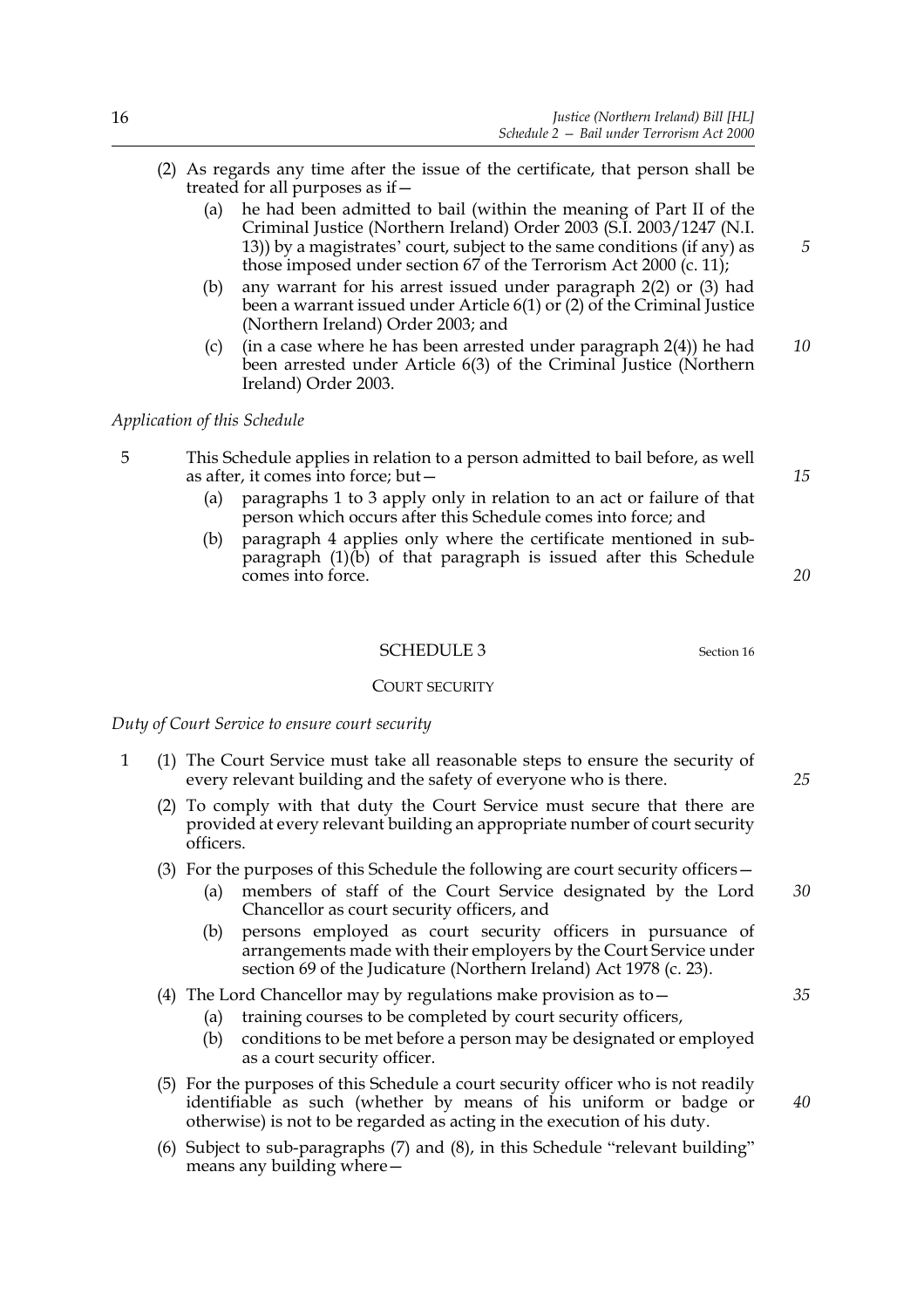(2) As regards any time after the issue of the certificate, that person shall be treated for all purposes as if—

(a) he had been admitted to bail (within the meaning of Part II of the Criminal Justice (Northern Ireland) Order 2003 (S.I. 2003/1247 (N.I. 13)) by a magistrates' court, subject to the same conditions (if any) as those imposed under section 67 of the Terrorism Act 2000 (c. 11);

(b) any warrant for his arrest issued under paragraph 2(2) or (3) had been a warrant issued under Article 6(1) or (2) of the Criminal Justice (Northern Ireland) Order 2003; and

(c) (in a case where he has been arrested under paragraph 2(4)) he had been arrested under Article 6(3) of the Criminal Justice (Northern Ireland) Order 2003.

*Application of this Schedule*

5 This Schedule applies in relation to a person admitted to bail before, as well as after, it comes into force; but—

(a) paragraphs 1 to 3 apply only in relation to an act or failure of that person which occurs after this Schedule comes into force; and

(b) paragraph 4 applies only where the certificate mentioned in sub-paragraph (1)(b) of that paragraph is issued after this Schedule comes into force.

## SCHEDULE 3

Section 16

### COURT SECURITY

*Duty of Court Service to ensure court security*

1 (1) The Court Service must take all reasonable steps to ensure the security of every relevant building and the safety of everyone who is there.

(2) To comply with that duty the Court Service must secure that there are provided at every relevant building an appropriate number of court security officers.

(3) For the purposes of this Schedule the following are court security officers—

(a) members of staff of the Court Service designated by the Lord Chancellor as court security officers, and

(b) persons employed as court security officers in pursuance of arrangements made with their employers by the Court Service under section 69 of the Judicature (Northern Ireland) Act 1978 (c. 23).

(4) The Lord Chancellor may by regulations make provision as to—

(a) training courses to be completed by court security officers,

(b) conditions to be met before a person may be designated or employed as a court security officer.

(5) For the purposes of this Schedule a court security officer who is not readily identifiable as such (whether by means of his uniform or badge or otherwise) is not to be regarded as acting in the execution of his duty.

(6) Subject to sub-paragraphs (7) and (8), in this Schedule "relevant building" means any building where—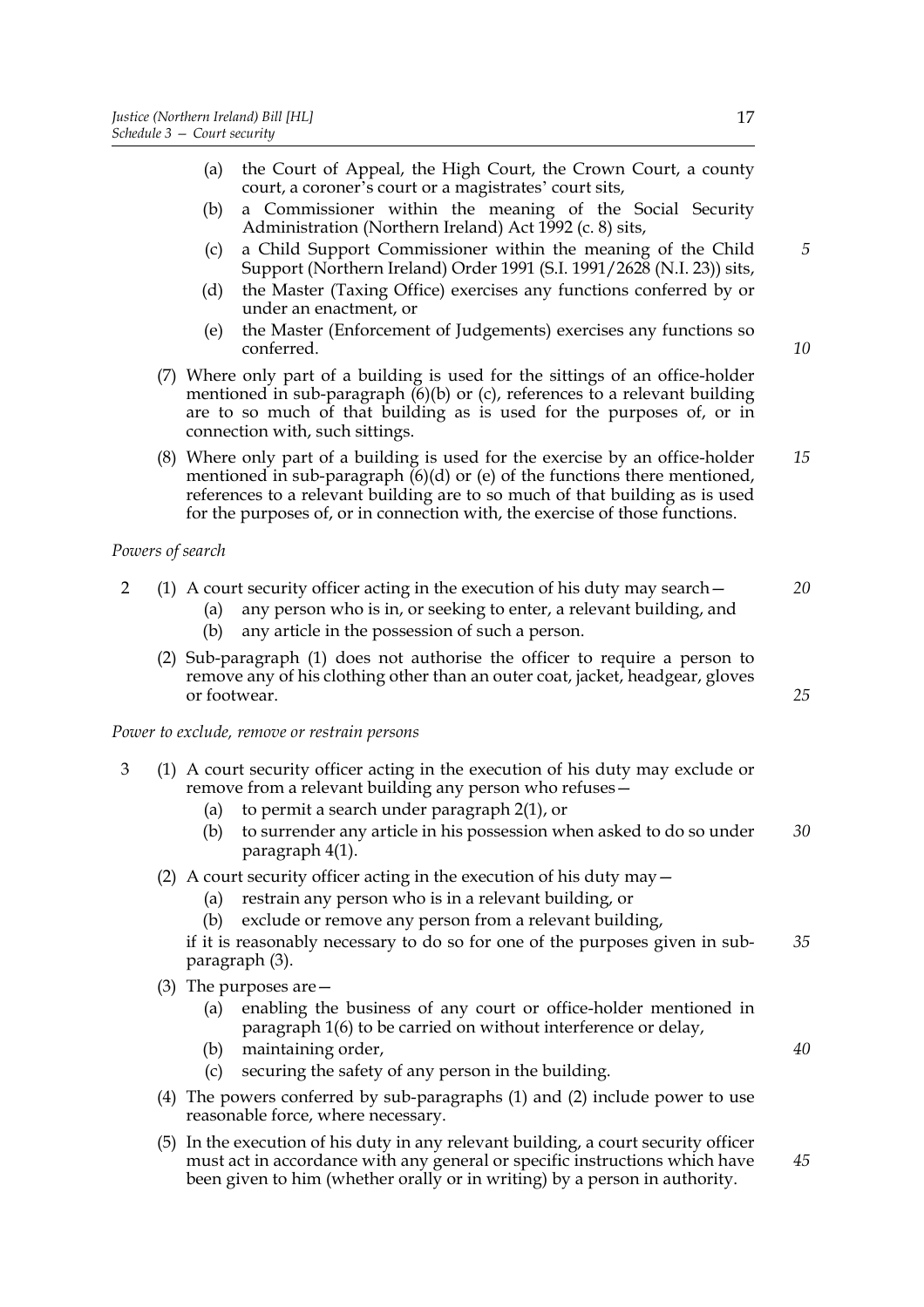(a) the Court of Appeal, the High Court, the Crown Court, a county court, a coroner's court or a magistrates' court sits,

(b) a Commissioner within the meaning of the Social Security Administration (Northern Ireland) Act 1992 (c. 8) sits,

(c) a Child Support Commissioner within the meaning of the Child Support (Northern Ireland) Order 1991 (S.I. 1991/2628 (N.I. 23)) sits,

(d) the Master (Taxing Office) exercises any functions conferred by or under an enactment, or

(e) the Master (Enforcement of Judgements) exercises any functions so conferred.

(7) Where only part of a building is used for the sittings of an office-holder mentioned in sub-paragraph (6)(b) or (c), references to a relevant building are to so much of that building as is used for the purposes of, or in connection with, such sittings.

(8) Where only part of a building is used for the exercise by an office-holder mentioned in sub-paragraph (6)(d) or (e) of the functions there mentioned, references to a relevant building are to so much of that building as is used for the purposes of, or in connection with, the exercise of those functions.

*Powers of search*

2 (1) A court security officer acting in the execution of his duty may search—

(a) any person who is in, or seeking to enter, a relevant building, and

(b) any article in the possession of such a person.

(2) Sub-paragraph (1) does not authorise the officer to require a person to remove any of his clothing other than an outer coat, jacket, headgear, gloves or footwear.

*Power to exclude, remove or restrain persons*

3 (1) A court security officer acting in the execution of his duty may exclude or remove from a relevant building any person who refuses—

(a) to permit a search under paragraph 2(1), or

(b) to surrender any article in his possession when asked to do so under paragraph 4(1).

(2) A court security officer acting in the execution of his duty may—

(a) restrain any person who is in a relevant building, or

(b) exclude or remove any person from a relevant building,

if it is reasonably necessary to do so for one of the purposes given in sub-paragraph (3).

(3) The purposes are—

(a) enabling the business of any court or office-holder mentioned in paragraph 1(6) to be carried on without interference or delay,

(b) maintaining order,

(c) securing the safety of any person in the building.

(4) The powers conferred by sub-paragraphs (1) and (2) include power to use reasonable force, where necessary.

(5) In the execution of his duty in any relevant building, a court security officer must act in accordance with any general or specific instructions which have been given to him (whether orally or in writing) by a person in authority.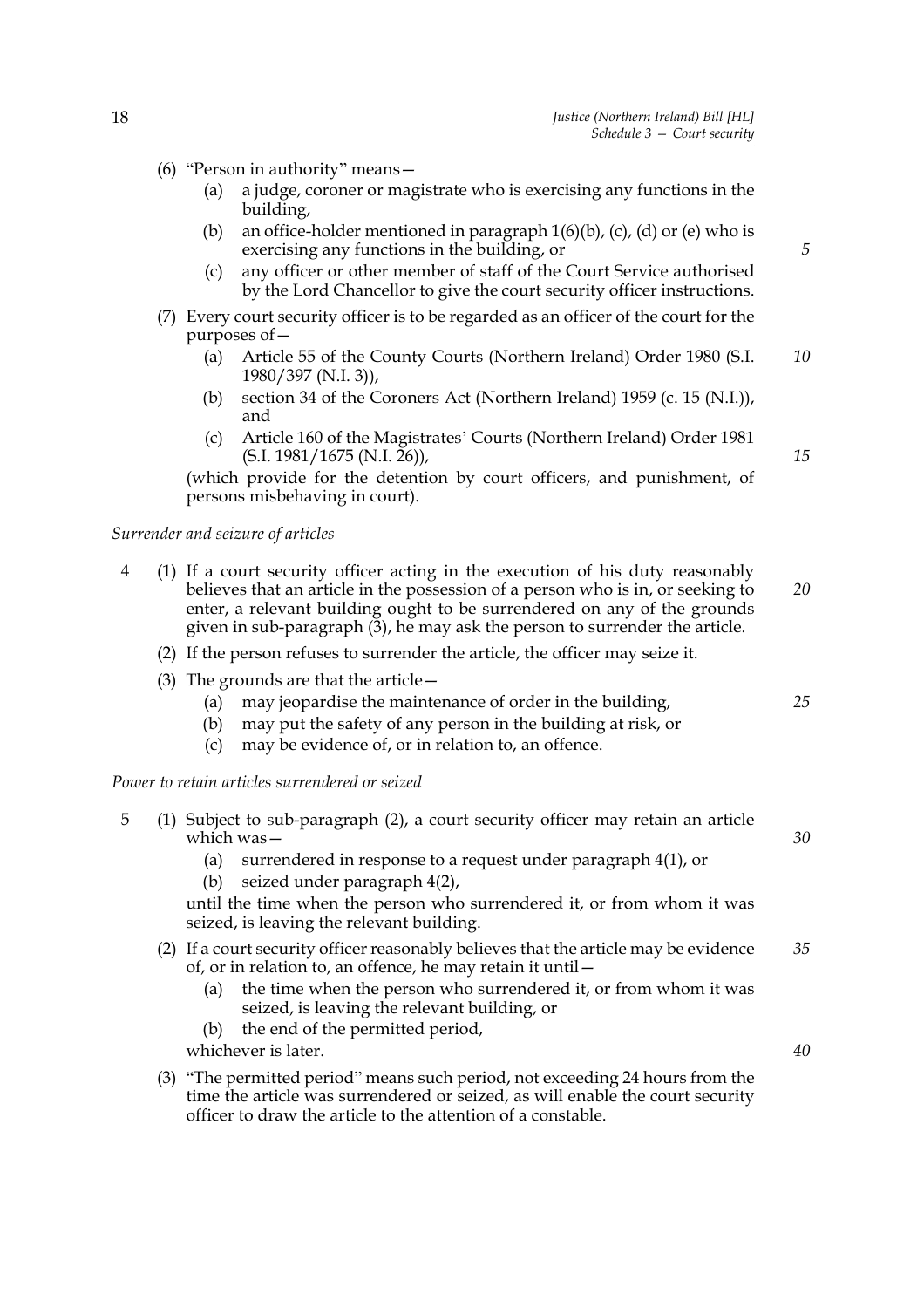(6) "Person in authority" means—

(a) a judge, coroner or magistrate who is exercising any functions in the building,

(b) an office-holder mentioned in paragraph 1(6)(b), (c), (d) or (e) who is exercising any functions in the building, or

(c) any officer or other member of staff of the Court Service authorised by the Lord Chancellor to give the court security officer instructions.

(7) Every court security officer is to be regarded as an officer of the court for the purposes of—

(a) Article 55 of the County Courts (Northern Ireland) Order 1980 (S.I. 1980/397 (N.I. 3)),

(b) section 34 of the Coroners Act (Northern Ireland) 1959 (c. 15 (N.I.)), and

(c) Article 160 of the Magistrates' Courts (Northern Ireland) Order 1981 (S.I. 1981/1675 (N.I. 26)),

(which provide for the detention by court officers, and punishment, of persons misbehaving in court).

*Surrender and seizure of articles*

4 (1) If a court security officer acting in the execution of his duty reasonably believes that an article in the possession of a person who is in, or seeking to enter, a relevant building ought to be surrendered on any of the grounds given in sub-paragraph (3), he may ask the person to surrender the article.

(2) If the person refuses to surrender the article, the officer may seize it.

(3) The grounds are that the article—

(a) may jeopardise the maintenance of order in the building,

(b) may put the safety of any person in the building at risk, or

(c) may be evidence of, or in relation to, an offence.

*Power to retain articles surrendered or seized*

5 (1) Subject to sub-paragraph (2), a court security officer may retain an article which was—

(a) surrendered in response to a request under paragraph 4(1), or

(b) seized under paragraph 4(2),

until the time when the person who surrendered it, or from whom it was seized, is leaving the relevant building.

(2) If a court security officer reasonably believes that the article may be evidence of, or in relation to, an offence, he may retain it until—

(a) the time when the person who surrendered it, or from whom it was seized, is leaving the relevant building, or

(b) the end of the permitted period,

whichever is later.

(3) "The permitted period" means such period, not exceeding 24 hours from the time the article was surrendered or seized, as will enable the court security officer to draw the article to the attention of a constable.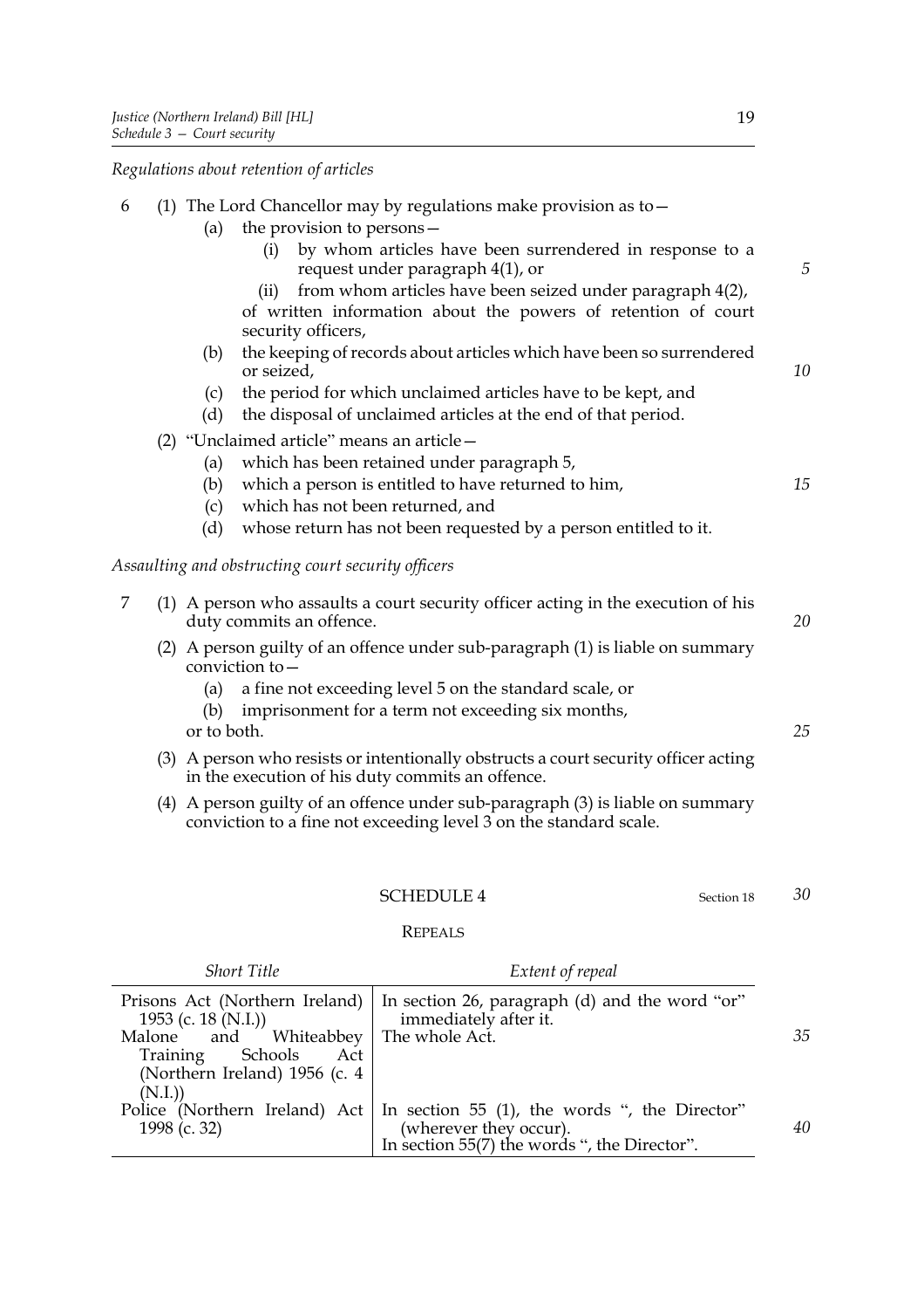*Regulations about retention of articles*

6 (1) The Lord Chancellor may by regulations make provision as to—

(a) the provision to persons—

(i) by whom articles have been surrendered in response to a request under paragraph 4(1), or

(ii) from whom articles have been seized under paragraph 4(2),

of written information about the powers of retention of court security officers,

(b) the keeping of records about articles which have been so surrendered or seized,

(c) the period for which unclaimed articles have to be kept, and

(d) the disposal of unclaimed articles at the end of that period.

(2) "Unclaimed article" means an article—

(a) which has been retained under paragraph 5,

(b) which a person is entitled to have returned to him,

(c) which has not been returned, and

(d) whose return has not been requested by a person entitled to it.

*Assaulting and obstructing court security officers*

7 (1) A person who assaults a court security officer acting in the execution of his duty commits an offence.

(2) A person guilty of an offence under sub-paragraph (1) is liable on summary conviction to—

(a) a fine not exceeding level 5 on the standard scale, or

(b) imprisonment for a term not exceeding six months,

or to both.

(3) A person who resists or intentionally obstructs a court security officer acting in the execution of his duty commits an offence.

(4) A person guilty of an offence under sub-paragraph (3) is liable on summary conviction to a fine not exceeding level 3 on the standard scale.

## SCHEDULE 4

Section 18

REPEALS

| *Short Title* | *Extent of repeal* |
|---|---|
| Prisons Act (Northern Ireland) 1953 (c. 18 (N.I.)) | In section 26, paragraph (d) and the word "or" immediately after it. |
| Malone and Whiteabbey Training Schools Act (Northern Ireland) 1956 (c. 4 (N.I.)) | The whole Act. |
| Police (Northern Ireland) Act 1998 (c. 32) | In section 55 (1), the words ", the Director" (wherever they occur). In section 55(7) the words ", the Director". |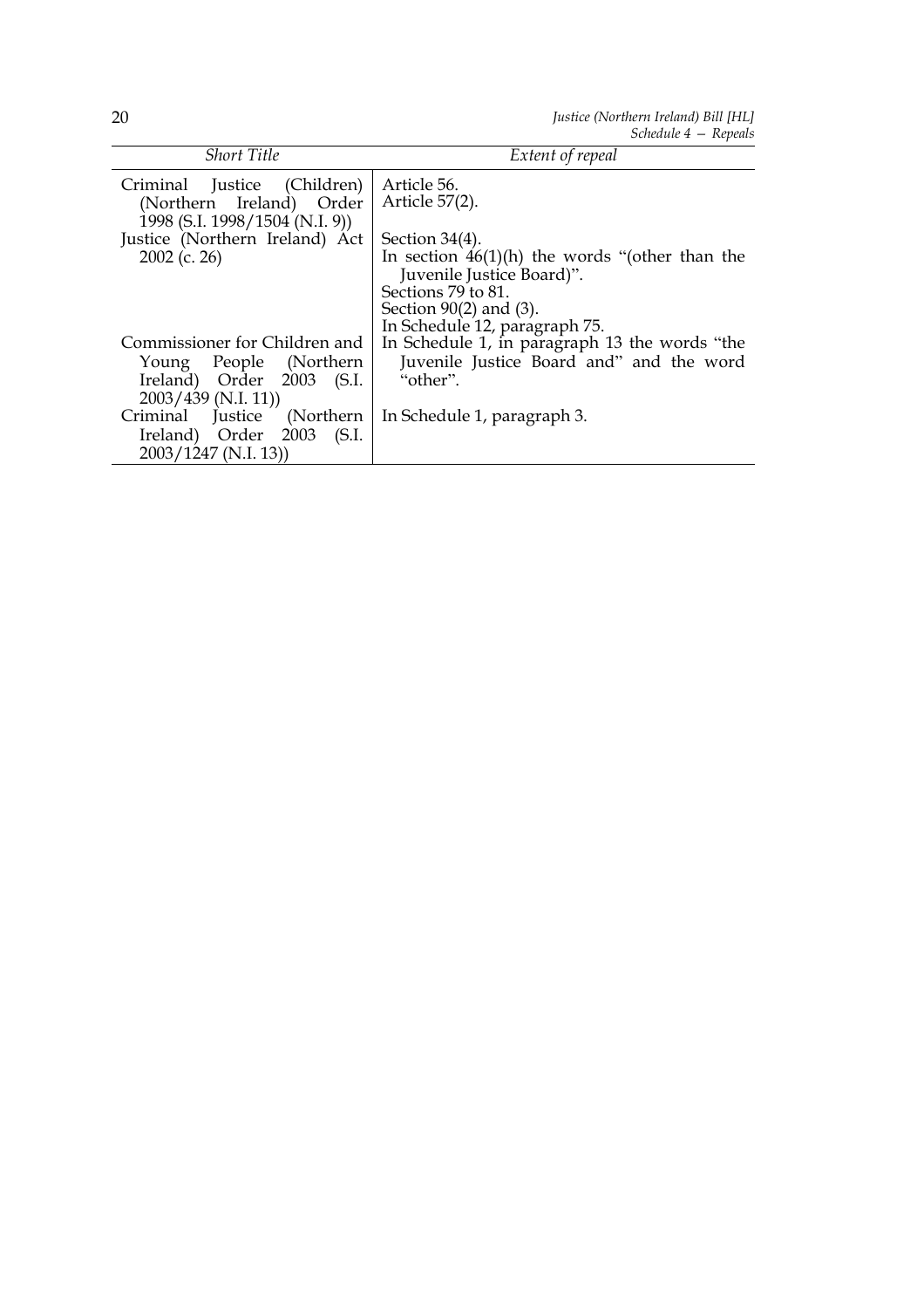| *Short Title* | *Extent of repeal* |
|---|---|
| Criminal Justice (Children) (Northern Ireland) Order 1998 (S.I. 1998/1504 (N.I. 9)) | Article 56.<br>Article 57(2). |
| Justice (Northern Ireland) Act 2002 (c. 26) | Section 34(4).<br>In section 46(1)(h) the words "(other than the Juvenile Justice Board)".<br>Sections 79 to 81.<br>Section 90(2) and (3).<br>In Schedule 12, paragraph 75. |
| Commissioner for Children and Young People (Northern Ireland) Order 2003 (S.I. 2003/439 (N.I. 11)) | In Schedule 1, in paragraph 13 the words "the Juvenile Justice Board and" and the word "other". |
| Criminal Justice (Northern Ireland) Order 2003 (S.I. 2003/1247 (N.I. 13)) | In Schedule 1, paragraph 3. |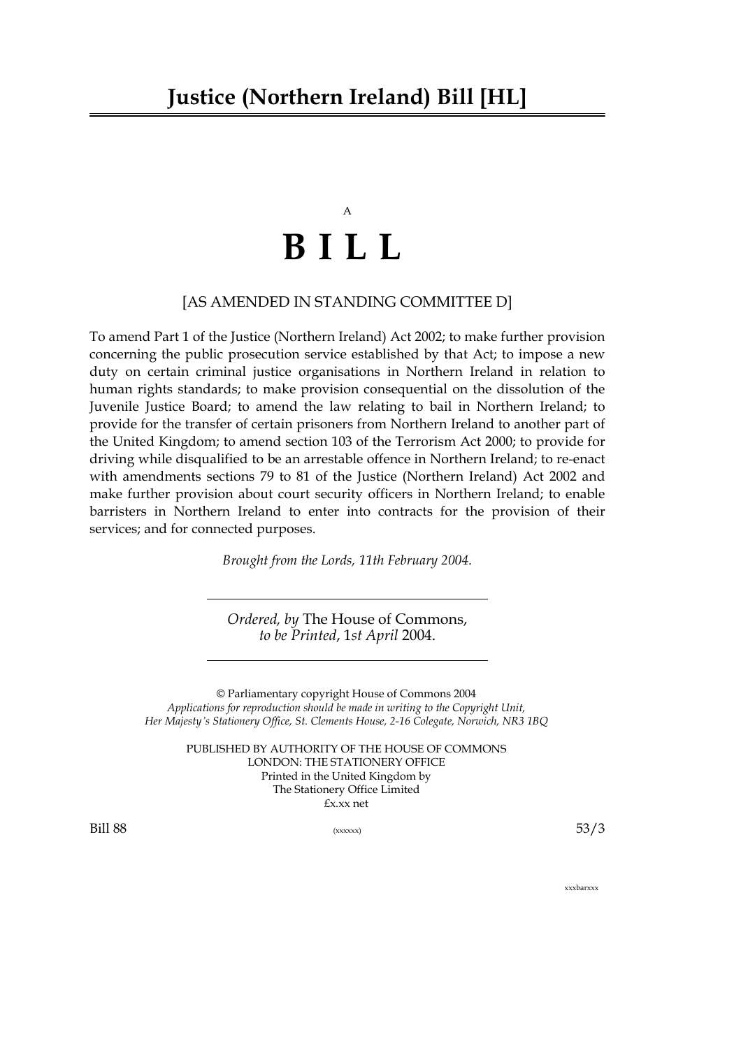# Justice (Northern Ireland) Bill [HL]

A

# B I L L

[AS AMENDED IN STANDING COMMITTEE D]

To amend Part 1 of the Justice (Northern Ireland) Act 2002; to make further provision concerning the public prosecution service established by that Act; to impose a new duty on certain criminal justice organisations in Northern Ireland in relation to human rights standards; to make provision consequential on the dissolution of the Juvenile Justice Board; to amend the law relating to bail in Northern Ireland; to provide for the transfer of certain prisoners from Northern Ireland to another part of the United Kingdom; to amend section 103 of the Terrorism Act 2000; to provide for driving while disqualified to be an arrestable offence in Northern Ireland; to re-enact with amendments sections 79 to 81 of the Justice (Northern Ireland) Act 2002 and make further provision about court security officers in Northern Ireland; to enable barristers in Northern Ireland to enter into contracts for the provision of their services; and for connected purposes.

*Brought from the Lords, 11th February 2004.*

*Ordered, by* The House of Commons, *to be Printed*, 1*st April* 2004.

© Parliamentary copyright House of Commons 2004
*Applications for reproduction should be made in writing to the Copyright Unit, Her Majesty's Stationery Office, St. Clements House, 2-16 Colegate, Norwich, NR3 1BQ*

PUBLISHED BY AUTHORITY OF THE HOUSE OF COMMONS
LONDON: THE STATIONERY OFFICE
Printed in the United Kingdom by
The Stationery Office Limited
£x.xx net

Bill 88 (xxxxxx) 53/3

xxxbarxxx